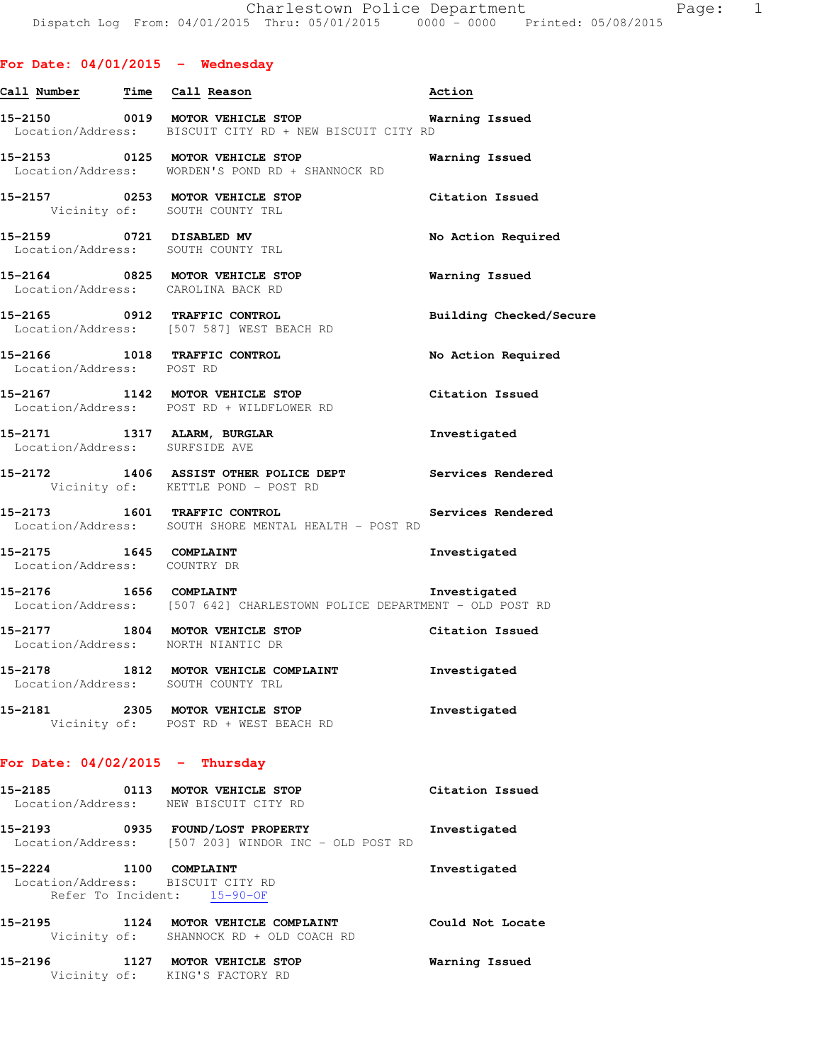Charlestown Police Department
Dispatch Log From: 04/01/2015 Thru: 05/01/2015 0000 - 0000 Printed: 05/08/2015

## For Date: 04/01/2015 - Wednesday

| Call Number | Time | Call Reason | Action |
|---|---|---|---|
| 15-2150 | 0019 | MOTOR VEHICLE STOP | Warning Issued |
| | | Location/Address: BISCUIT CITY RD + NEW BISCUIT CITY RD | |
| 15-2153 | 0125 | MOTOR VEHICLE STOP | Warning Issued |
| | | Location/Address: WORDEN'S POND RD + SHANNOCK RD | |
| 15-2157 | 0253 | MOTOR VEHICLE STOP | Citation Issued |
| | | Vicinity of: SOUTH COUNTY TRL | |
| 15-2159 | 0721 | DISABLED MV | No Action Required |
| | | Location/Address: SOUTH COUNTY TRL | |
| 15-2164 | 0825 | MOTOR VEHICLE STOP | Warning Issued |
| | | Location/Address: CAROLINA BACK RD | |
| 15-2165 | 0912 | TRAFFIC CONTROL | Building Checked/Secure |
| | | Location/Address: [507 587] WEST BEACH RD | |
| 15-2166 | 1018 | TRAFFIC CONTROL | No Action Required |
| | | Location/Address: POST RD | |
| 15-2167 | 1142 | MOTOR VEHICLE STOP | Citation Issued |
| | | Location/Address: POST RD + WILDFLOWER RD | |
| 15-2171 | 1317 | ALARM, BURGLAR | Investigated |
| | | Location/Address: SURFSIDE AVE | |
| 15-2172 | 1406 | ASSIST OTHER POLICE DEPT | Services Rendered |
| | | Vicinity of: KETTLE POND - POST RD | |
| 15-2173 | 1601 | TRAFFIC CONTROL | Services Rendered |
| | | Location/Address: SOUTH SHORE MENTAL HEALTH - POST RD | |
| 15-2175 | 1645 | COMPLAINT | Investigated |
| | | Location/Address: COUNTRY DR | |
| 15-2176 | 1656 | COMPLAINT | Investigated |
| | | Location/Address: [507 642] CHARLESTOWN POLICE DEPARTMENT - OLD POST RD | |
| 15-2177 | 1804 | MOTOR VEHICLE STOP | Citation Issued |
| | | Location/Address: NORTH NIANTIC DR | |
| 15-2178 | 1812 | MOTOR VEHICLE COMPLAINT | Investigated |
| | | Location/Address: SOUTH COUNTY TRL | |
| 15-2181 | 2305 | MOTOR VEHICLE STOP | Investigated |
| | | Vicinity of: POST RD + WEST BEACH RD | |

## For Date: 04/02/2015 - Thursday

| Call Number | Time | Call Reason | Action |
|---|---|---|---|
| 15-2185 | 0113 | MOTOR VEHICLE STOP | Citation Issued |
| | | Location/Address: NEW BISCUIT CITY RD | |
| 15-2193 | 0935 | FOUND/LOST PROPERTY | Investigated |
| | | Location/Address: [507 203] WINDOR INC - OLD POST RD | |
| 15-2224 | 1100 | COMPLAINT | Investigated |
| | | Location/Address: BISCUIT CITY RD | |
| | | Refer To Incident: 15-90-OF | |
| 15-2195 | 1124 | MOTOR VEHICLE COMPLAINT | Could Not Locate |
| | | Vicinity of: SHANNOCK RD + OLD COACH RD | |
| 15-2196 | 1127 | MOTOR VEHICLE STOP | Warning Issued |
| | | Vicinity of: KING'S FACTORY RD | |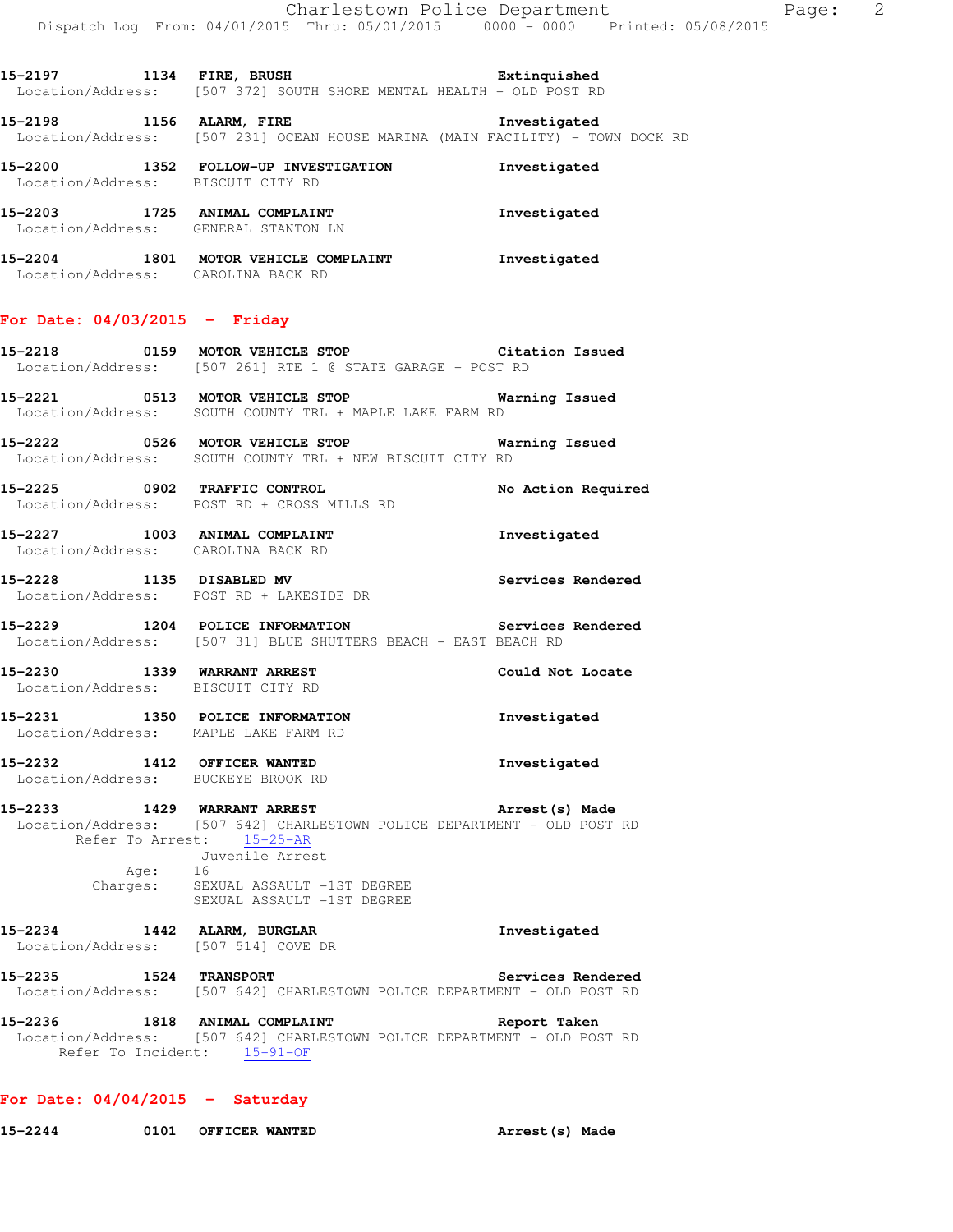15-2197 1134 FIRE, BRUSH Extinguished
Location/Address: [507 372] SOUTH SHORE MENTAL HEALTH - OLD POST RD

15-2198 1156 ALARM, FIRE Investigated
Location/Address: [507 231] OCEAN HOUSE MARINA (MAIN FACILITY) - TOWN DOCK RD

15-2200 1352 FOLLOW-UP INVESTIGATION Investigated
Location/Address: BISCUIT CITY RD

15-2203 1725 ANIMAL COMPLAINT Investigated
Location/Address: GENERAL STANTON LN

15-2204 1801 MOTOR VEHICLE COMPLAINT Investigated
Location/Address: CAROLINA BACK RD

## For Date: 04/03/2015 - Friday

15-2218 0159 MOTOR VEHICLE STOP Citation Issued
Location/Address: [507 261] RTE 1 @ STATE GARAGE - POST RD

15-2221 0513 MOTOR VEHICLE STOP Warning Issued
Location/Address: SOUTH COUNTY TRL + MAPLE LAKE FARM RD

15-2222 0526 MOTOR VEHICLE STOP Warning Issued
Location/Address: SOUTH COUNTY TRL + NEW BISCUIT CITY RD

15-2225 0902 TRAFFIC CONTROL No Action Required
Location/Address: POST RD + CROSS MILLS RD

15-2227 1003 ANIMAL COMPLAINT Investigated
Location/Address: CAROLINA BACK RD

15-2228 1135 DISABLED MV Services Rendered
Location/Address: POST RD + LAKESIDE DR

15-2229 1204 POLICE INFORMATION Services Rendered
Location/Address: [507 31] BLUE SHUTTERS BEACH - EAST BEACH RD

15-2230 1339 WARRANT ARREST Could Not Locate
Location/Address: BISCUIT CITY RD

15-2231 1350 POLICE INFORMATION Investigated
Location/Address: MAPLE LAKE FARM RD

15-2232 1412 OFFICER WANTED Investigated
Location/Address: BUCKEYE BROOK RD

15-2233 1429 WARRANT ARREST Arrest(s) Made
Location/Address: [507 642] CHARLESTOWN POLICE DEPARTMENT - OLD POST RD
Refer To Arrest: 15-25-AR
Juvenile Arrest
Age: 16
Charges: SEXUAL ASSAULT -1ST DEGREE
SEXUAL ASSAULT -1ST DEGREE

15-2234 1442 ALARM, BURGLAR Investigated
Location/Address: [507 514] COVE DR

15-2235 1524 TRANSPORT Services Rendered
Location/Address: [507 642] CHARLESTOWN POLICE DEPARTMENT - OLD POST RD

15-2236 1818 ANIMAL COMPLAINT Report Taken
Location/Address: [507 642] CHARLESTOWN POLICE DEPARTMENT - OLD POST RD
Refer To Incident: 15-91-OF

## For Date: 04/04/2015 - Saturday

15-2244 0101 OFFICER WANTED Arrest(s) Made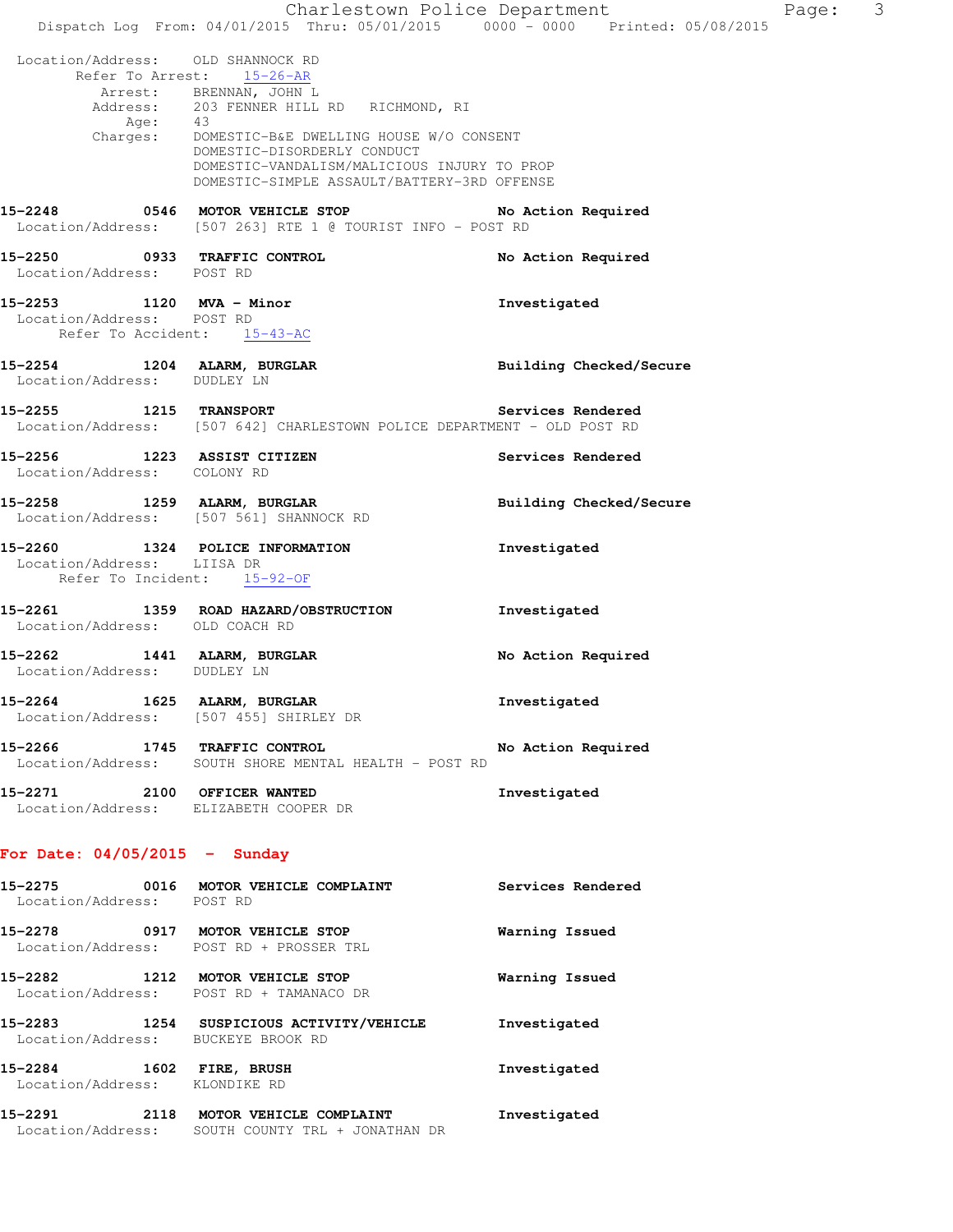Location/Address: OLD SHANNOCK RD
Refer To Arrest: 15-26-AR
Arrest: BRENNAN, JOHN L
Address: 203 FENNER HILL RD RICHMOND, RI
Age: 43
Charges: DOMESTIC-B&E DWELLING HOUSE W/O CONSENT
DOMESTIC-DISORDERLY CONDUCT
DOMESTIC-VANDALISM/MALICIOUS INJURY TO PROP
DOMESTIC-SIMPLE ASSAULT/BATTERY-3RD OFFENSE

**15-2248 0546 MOTOR VEHICLE STOP** No Action Required
Location/Address: [507 263] RTE 1 @ TOURIST INFO - POST RD

**15-2250 0933 TRAFFIC CONTROL** No Action Required
Location/Address: POST RD

**15-2253 1120 MVA - Minor** Investigated
Location/Address: POST RD
Refer To Accident: 15-43-AC

**15-2254 1204 ALARM, BURGLAR** Building Checked/Secure
Location/Address: DUDLEY LN

**15-2255 1215 TRANSPORT** Services Rendered
Location/Address: [507 642] CHARLESTOWN POLICE DEPARTMENT - OLD POST RD

**15-2256 1223 ASSIST CITIZEN** Services Rendered
Location/Address: COLONY RD

**15-2258 1259 ALARM, BURGLAR** Building Checked/Secure
Location/Address: [507 561] SHANNOCK RD

**15-2260 1324 POLICE INFORMATION** Investigated
Location/Address: LIISA DR
Refer To Incident: 15-92-OF

**15-2261 1359 ROAD HAZARD/OBSTRUCTION** Investigated
Location/Address: OLD COACH RD

**15-2262 1441 ALARM, BURGLAR** No Action Required
Location/Address: DUDLEY LN

**15-2264 1625 ALARM, BURGLAR** Investigated
Location/Address: [507 455] SHIRLEY DR

**15-2266 1745 TRAFFIC CONTROL** No Action Required
Location/Address: SOUTH SHORE MENTAL HEALTH - POST RD

**15-2271 2100 OFFICER WANTED** Investigated
Location/Address: ELIZABETH COOPER DR

## For Date: 04/05/2015 - Sunday

**15-2275 0016 MOTOR VEHICLE COMPLAINT** Services Rendered
Location/Address: POST RD

**15-2278 0917 MOTOR VEHICLE STOP** Warning Issued
Location/Address: POST RD + PROSSER TRL

**15-2282 1212 MOTOR VEHICLE STOP** Warning Issued
Location/Address: POST RD + TAMANACO DR

**15-2283 1254 SUSPICIOUS ACTIVITY/VEHICLE** Investigated
Location/Address: BUCKEYE BROOK RD

**15-2284 1602 FIRE, BRUSH** Investigated
Location/Address: KLONDIKE RD

**15-2291 2118 MOTOR VEHICLE COMPLAINT** Investigated
Location/Address: SOUTH COUNTY TRL + JONATHAN DR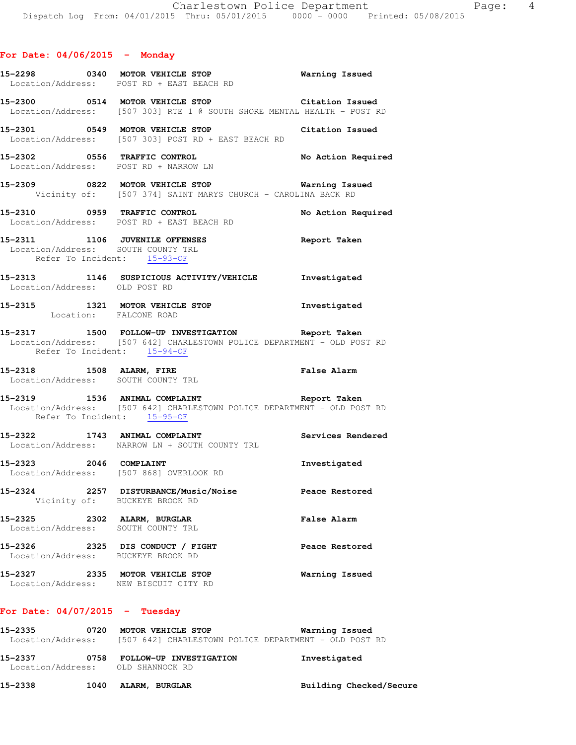## For Date: 04/06/2015 - Monday

**15-2298** 0340 **MOTOR VEHICLE STOP** **Warning Issued**
Location/Address: POST RD + EAST BEACH RD

**15-2300** 0514 **MOTOR VEHICLE STOP** **Citation Issued**
Location/Address: [507 303] RTE 1 @ SOUTH SHORE MENTAL HEALTH - POST RD

**15-2301** 0549 **MOTOR VEHICLE STOP** **Citation Issued**
Location/Address: [507 303] POST RD + EAST BEACH RD

**15-2302** 0556 **TRAFFIC CONTROL** **No Action Required**
Location/Address: POST RD + NARROW LN

**15-2309** 0822 **MOTOR VEHICLE STOP** **Warning Issued**
Vicinity of: [507 374] SAINT MARYS CHURCH - CAROLINA BACK RD

**15-2310** 0959 **TRAFFIC CONTROL** **No Action Required**
Location/Address: POST RD + EAST BEACH RD

**15-2311** 1106 **JUVENILE OFFENSES** **Report Taken**
Location/Address: SOUTH COUNTY TRL
Refer To Incident: 15-93-OF

**15-2313** 1146 **SUSPICIOUS ACTIVITY/VEHICLE** **Investigated**
Location/Address: OLD POST RD

**15-2315** 1321 **MOTOR VEHICLE STOP** **Investigated**
Location: FALCONE ROAD

**15-2317** 1500 **FOLLOW-UP INVESTIGATION** **Report Taken**
Location/Address: [507 642] CHARLESTOWN POLICE DEPARTMENT - OLD POST RD
Refer To Incident: 15-94-OF

**15-2318** 1508 **ALARM, FIRE** **False Alarm**
Location/Address: SOUTH COUNTY TRL

**15-2319** 1536 **ANIMAL COMPLAINT** **Report Taken**
Location/Address: [507 642] CHARLESTOWN POLICE DEPARTMENT - OLD POST RD
Refer To Incident: 15-95-OF

**15-2322** 1743 **ANIMAL COMPLAINT** **Services Rendered**
Location/Address: NARROW LN + SOUTH COUNTY TRL

**15-2323** 2046 **COMPLAINT** **Investigated**
Location/Address: [507 868] OVERLOOK RD

**15-2324** 2257 **DISTURBANCE/Music/Noise** **Peace Restored**
Vicinity of: BUCKEYE BROOK RD

**15-2325** 2302 **ALARM, BURGLAR** **False Alarm**
Location/Address: SOUTH COUNTY TRL

**15-2326** 2325 **DIS CONDUCT / FIGHT** **Peace Restored**
Location/Address: BUCKEYE BROOK RD

**15-2327** 2335 **MOTOR VEHICLE STOP** **Warning Issued**
Location/Address: NEW BISCUIT CITY RD

## For Date: 04/07/2015 - Tuesday

**15-2335** 0720 **MOTOR VEHICLE STOP** **Warning Issued**
Location/Address: [507 642] CHARLESTOWN POLICE DEPARTMENT - OLD POST RD

**15-2337** 0758 **FOLLOW-UP INVESTIGATION** **Investigated**
Location/Address: OLD SHANNOCK RD

**15-2338** 1040 **ALARM, BURGLAR** **Building Checked/Secure**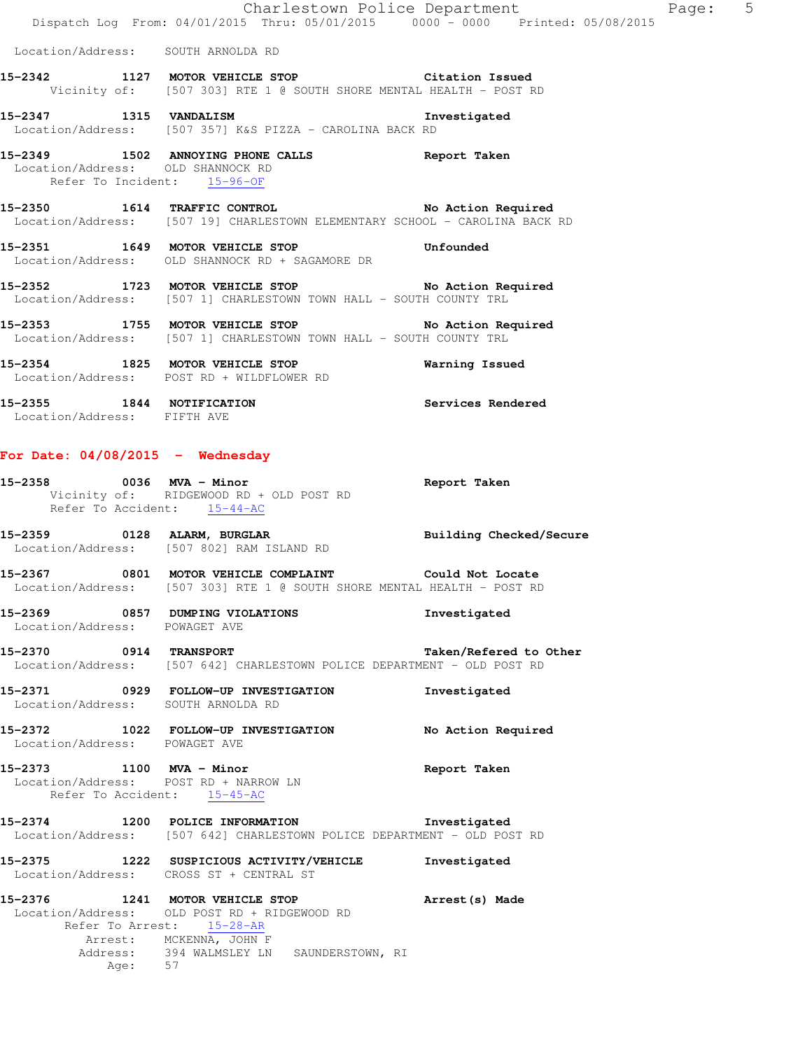Location/Address: SOUTH ARNOLDA RD

**15-2342 1127 MOTOR VEHICLE STOP** — Citation Issued
Vicinity of: [507 303] RTE 1 @ SOUTH SHORE MENTAL HEALTH - POST RD

**15-2347 1315 VANDALISM** — Investigated
Location/Address: [507 357] K&S PIZZA - CAROLINA BACK RD

**15-2349 1502 ANNOYING PHONE CALLS** — Report Taken
Location/Address: OLD SHANNOCK RD
Refer To Incident: 15-96-OF

**15-2350 1614 TRAFFIC CONTROL** — No Action Required
Location/Address: [507 19] CHARLESTOWN ELEMENTARY SCHOOL - CAROLINA BACK RD

**15-2351 1649 MOTOR VEHICLE STOP** — Unfounded
Location/Address: OLD SHANNOCK RD + SAGAMORE DR

**15-2352 1723 MOTOR VEHICLE STOP** — No Action Required
Location/Address: [507 1] CHARLESTOWN TOWN HALL - SOUTH COUNTY TRL

**15-2353 1755 MOTOR VEHICLE STOP** — No Action Required
Location/Address: [507 1] CHARLESTOWN TOWN HALL - SOUTH COUNTY TRL

**15-2354 1825 MOTOR VEHICLE STOP** — Warning Issued
Location/Address: POST RD + WILDFLOWER RD

**15-2355 1844 NOTIFICATION** — Services Rendered
Location/Address: FIFTH AVE

## For Date: 04/08/2015 - Wednesday

**15-2358 0036 MVA - Minor** — Report Taken
Vicinity of: RIDGEWOOD RD + OLD POST RD
Refer To Accident: 15-44-AC

**15-2359 0128 ALARM, BURGLAR** — Building Checked/Secure
Location/Address: [507 802] RAM ISLAND RD

**15-2367 0801 MOTOR VEHICLE COMPLAINT** — Could Not Locate
Location/Address: [507 303] RTE 1 @ SOUTH SHORE MENTAL HEALTH - POST RD

**15-2369 0857 DUMPING VIOLATIONS** — Investigated
Location/Address: POWAGET AVE

**15-2370 0914 TRANSPORT** — Taken/Refered to Other
Location/Address: [507 642] CHARLESTOWN POLICE DEPARTMENT - OLD POST RD

**15-2371 0929 FOLLOW-UP INVESTIGATION** — Investigated
Location/Address: SOUTH ARNOLDA RD

**15-2372 1022 FOLLOW-UP INVESTIGATION** — No Action Required
Location/Address: POWAGET AVE

**15-2373 1100 MVA - Minor** — Report Taken
Location/Address: POST RD + NARROW LN
Refer To Accident: 15-45-AC

**15-2374 1200 POLICE INFORMATION** — Investigated
Location/Address: [507 642] CHARLESTOWN POLICE DEPARTMENT - OLD POST RD

**15-2375 1222 SUSPICIOUS ACTIVITY/VEHICLE** — Investigated
Location/Address: CROSS ST + CENTRAL ST

**15-2376 1241 MOTOR VEHICLE STOP** — Arrest(s) Made
Location/Address: OLD POST RD + RIDGEWOOD RD
Refer To Arrest: 15-28-AR
Arrest: MCKENNA, JOHN F
Address: 394 WALMSLEY LN SAUNDERSTOWN, RI
Age: 57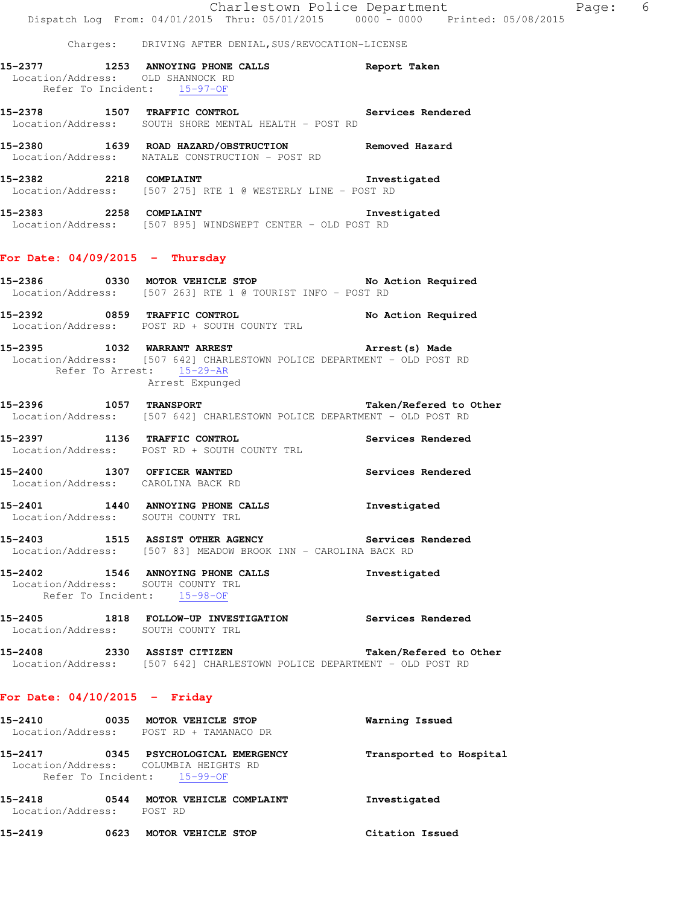Charges: DRIVING AFTER DENIAL,SUS/REVOCATION-LICENSE

**15-2377 1253 ANNOYING PHONE CALLS** Report Taken
Location/Address: OLD SHANNOCK RD
Refer To Incident: 15-97-OF

**15-2378 1507 TRAFFIC CONTROL** Services Rendered
Location/Address: SOUTH SHORE MENTAL HEALTH - POST RD

**15-2380 1639 ROAD HAZARD/OBSTRUCTION** Removed Hazard
Location/Address: NATALE CONSTRUCTION - POST RD

**15-2382 2218 COMPLAINT** Investigated
Location/Address: [507 275] RTE 1 @ WESTERLY LINE - POST RD

**15-2383 2258 COMPLAINT** Investigated
Location/Address: [507 895] WINDSWEPT CENTER - OLD POST RD

## For Date: 04/09/2015 - Thursday

**15-2386 0330 MOTOR VEHICLE STOP** No Action Required
Location/Address: [507 263] RTE 1 @ TOURIST INFO - POST RD

**15-2392 0859 TRAFFIC CONTROL** No Action Required
Location/Address: POST RD + SOUTH COUNTY TRL

**15-2395 1032 WARRANT ARREST** Arrest(s) Made
Location/Address: [507 642] CHARLESTOWN POLICE DEPARTMENT - OLD POST RD
Refer To Arrest: 15-29-AR
Arrest Expunged

**15-2396 1057 TRANSPORT** Taken/Refered to Other
Location/Address: [507 642] CHARLESTOWN POLICE DEPARTMENT - OLD POST RD

**15-2397 1136 TRAFFIC CONTROL** Services Rendered
Location/Address: POST RD + SOUTH COUNTY TRL

**15-2400 1307 OFFICER WANTED** Services Rendered
Location/Address: CAROLINA BACK RD

**15-2401 1440 ANNOYING PHONE CALLS** Investigated
Location/Address: SOUTH COUNTY TRL

**15-2403 1515 ASSIST OTHER AGENCY** Services Rendered
Location/Address: [507 83] MEADOW BROOK INN - CAROLINA BACK RD

**15-2402 1546 ANNOYING PHONE CALLS** Investigated
Location/Address: SOUTH COUNTY TRL
Refer To Incident: 15-98-OF

**15-2405 1818 FOLLOW-UP INVESTIGATION** Services Rendered
Location/Address: SOUTH COUNTY TRL

**15-2408 2330 ASSIST CITIZEN** Taken/Refered to Other
Location/Address: [507 642] CHARLESTOWN POLICE DEPARTMENT - OLD POST RD

## For Date: 04/10/2015 - Friday

**15-2410 0035 MOTOR VEHICLE STOP** Warning Issued
Location/Address: POST RD + TAMANACO DR

**15-2417 0345 PSYCHOLOGICAL EMERGENCY** Transported to Hospital
Location/Address: COLUMBIA HEIGHTS RD
Refer To Incident: 15-99-OF

**15-2418 0544 MOTOR VEHICLE COMPLAINT** Investigated
Location/Address: POST RD

**15-2419 0623 MOTOR VEHICLE STOP** Citation Issued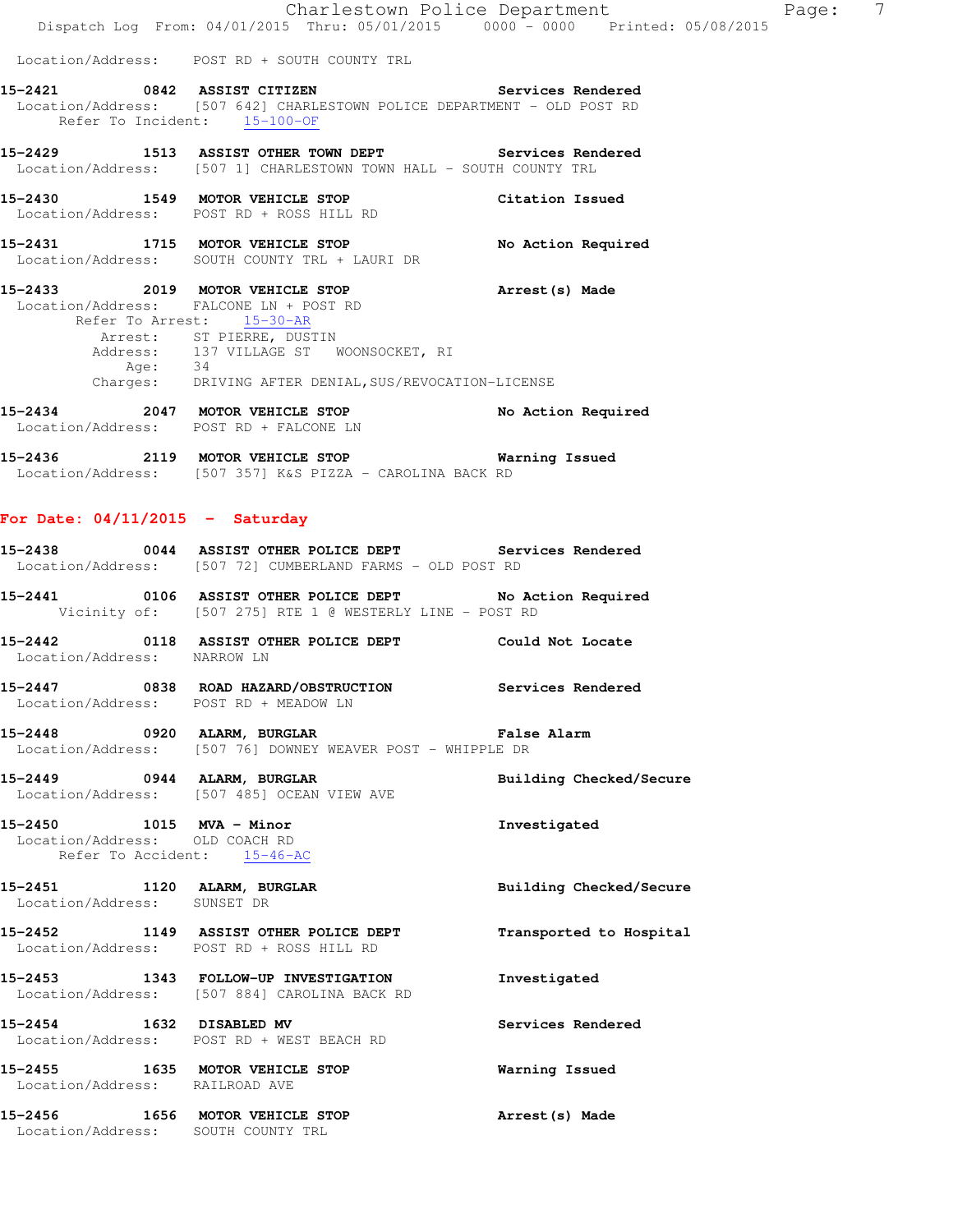Location/Address: POST RD + SOUTH COUNTY TRL

**15-2421** 0842 **ASSIST CITIZEN** Services Rendered
Location/Address: [507 642] CHARLESTOWN POLICE DEPARTMENT - OLD POST RD
Refer To Incident: 15-100-OF

**15-2429** 1513 **ASSIST OTHER TOWN DEPT** Services Rendered
Location/Address: [507 1] CHARLESTOWN TOWN HALL - SOUTH COUNTY TRL

**15-2430** 1549 **MOTOR VEHICLE STOP** Citation Issued
Location/Address: POST RD + ROSS HILL RD

**15-2431** 1715 **MOTOR VEHICLE STOP** No Action Required
Location/Address: SOUTH COUNTY TRL + LAURI DR

**15-2433** 2019 **MOTOR VEHICLE STOP** Arrest(s) Made
Location/Address: FALCONE LN + POST RD
Refer To Arrest: 15-30-AR
Arrest: ST PIERRE, DUSTIN
Address: 137 VILLAGE ST WOONSOCKET, RI
Age: 34
Charges: DRIVING AFTER DENIAL,SUS/REVOCATION-LICENSE

**15-2434** 2047 **MOTOR VEHICLE STOP** No Action Required
Location/Address: POST RD + FALCONE LN

**15-2436** 2119 **MOTOR VEHICLE STOP** Warning Issued
Location/Address: [507 357] K&S PIZZA - CAROLINA BACK RD

## For Date: 04/11/2015 - Saturday

**15-2438** 0044 **ASSIST OTHER POLICE DEPT** Services Rendered
Location/Address: [507 72] CUMBERLAND FARMS - OLD POST RD

**15-2441** 0106 **ASSIST OTHER POLICE DEPT** No Action Required
Vicinity of: [507 275] RTE 1 @ WESTERLY LINE - POST RD

**15-2442** 0118 **ASSIST OTHER POLICE DEPT** Could Not Locate
Location/Address: NARROW LN

**15-2447** 0838 **ROAD HAZARD/OBSTRUCTION** Services Rendered
Location/Address: POST RD + MEADOW LN

**15-2448** 0920 **ALARM, BURGLAR** False Alarm
Location/Address: [507 76] DOWNEY WEAVER POST - WHIPPLE DR

**15-2449** 0944 **ALARM, BURGLAR** Building Checked/Secure
Location/Address: [507 485] OCEAN VIEW AVE

**15-2450** 1015 **MVA - Minor** Investigated
Location/Address: OLD COACH RD
Refer To Accident: 15-46-AC

**15-2451** 1120 **ALARM, BURGLAR** Building Checked/Secure
Location/Address: SUNSET DR

**15-2452** 1149 **ASSIST OTHER POLICE DEPT** Transported to Hospital
Location/Address: POST RD + ROSS HILL RD

**15-2453** 1343 **FOLLOW-UP INVESTIGATION** Investigated
Location/Address: [507 884] CAROLINA BACK RD

**15-2454** 1632 **DISABLED MV** Services Rendered
Location/Address: POST RD + WEST BEACH RD

**15-2455** 1635 **MOTOR VEHICLE STOP** Warning Issued
Location/Address: RAILROAD AVE

**15-2456** 1656 **MOTOR VEHICLE STOP** Arrest(s) Made
Location/Address: SOUTH COUNTY TRL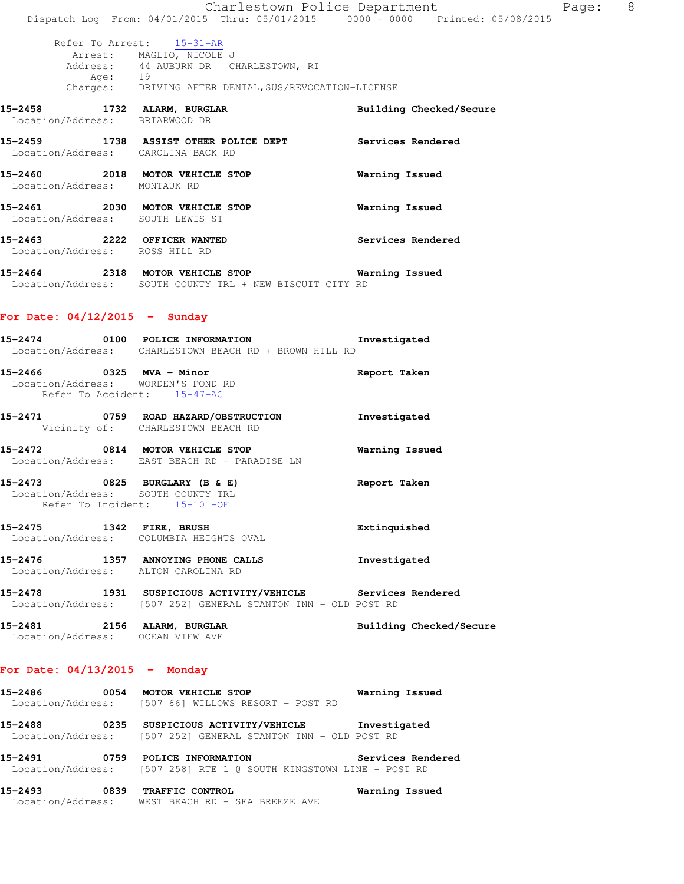Refer To Arrest: 15-31-AR
Arrest: MAGLIO, NICOLE J
Address: 44 AUBURN DR CHARLESTOWN, RI
Age: 19
Charges: DRIVING AFTER DENIAL,SUS/REVOCATION-LICENSE

**15-2458 1732 ALARM, BURGLAR** — **Building Checked/Secure**
Location/Address: BRIARWOOD DR

**15-2459 1738 ASSIST OTHER POLICE DEPT** — **Services Rendered**
Location/Address: CAROLINA BACK RD

**15-2460 2018 MOTOR VEHICLE STOP** — **Warning Issued**
Location/Address: MONTAUK RD

**15-2461 2030 MOTOR VEHICLE STOP** — **Warning Issued**
Location/Address: SOUTH LEWIS ST

**15-2463 2222 OFFICER WANTED** — **Services Rendered**
Location/Address: ROSS HILL RD

**15-2464 2318 MOTOR VEHICLE STOP** — **Warning Issued**
Location/Address: SOUTH COUNTY TRL + NEW BISCUIT CITY RD

## For Date: 04/12/2015 - Sunday

**15-2474 0100 POLICE INFORMATION** — **Investigated**
Location/Address: CHARLESTOWN BEACH RD + BROWN HILL RD

**15-2466 0325 MVA - Minor** — **Report Taken**
Location/Address: WORDEN'S POND RD
Refer To Accident: 15-47-AC

**15-2471 0759 ROAD HAZARD/OBSTRUCTION** — **Investigated**
Vicinity of: CHARLESTOWN BEACH RD

**15-2472 0814 MOTOR VEHICLE STOP** — **Warning Issued**
Location/Address: EAST BEACH RD + PARADISE LN

**15-2473 0825 BURGLARY (B & E)** — **Report Taken**
Location/Address: SOUTH COUNTY TRL
Refer To Incident: 15-101-OF

**15-2475 1342 FIRE, BRUSH** — **Extinquished**
Location/Address: COLUMBIA HEIGHTS OVAL

**15-2476 1357 ANNOYING PHONE CALLS** — **Investigated**
Location/Address: ALTON CAROLINA RD

**15-2478 1931 SUSPICIOUS ACTIVITY/VEHICLE** — **Services Rendered**
Location/Address: [507 252] GENERAL STANTON INN - OLD POST RD

**15-2481 2156 ALARM, BURGLAR** — **Building Checked/Secure**
Location/Address: OCEAN VIEW AVE

## For Date: 04/13/2015 - Monday

**15-2486 0054 MOTOR VEHICLE STOP** — **Warning Issued**
Location/Address: [507 66] WILLOWS RESORT - POST RD

**15-2488 0235 SUSPICIOUS ACTIVITY/VEHICLE** — **Investigated**
Location/Address: [507 252] GENERAL STANTON INN - OLD POST RD

**15-2491 0759 POLICE INFORMATION** — **Services Rendered**
Location/Address: [507 258] RTE 1 @ SOUTH KINGSTOWN LINE - POST RD

**15-2493 0839 TRAFFIC CONTROL** — **Warning Issued**
Location/Address: WEST BEACH RD + SEA BREEZE AVE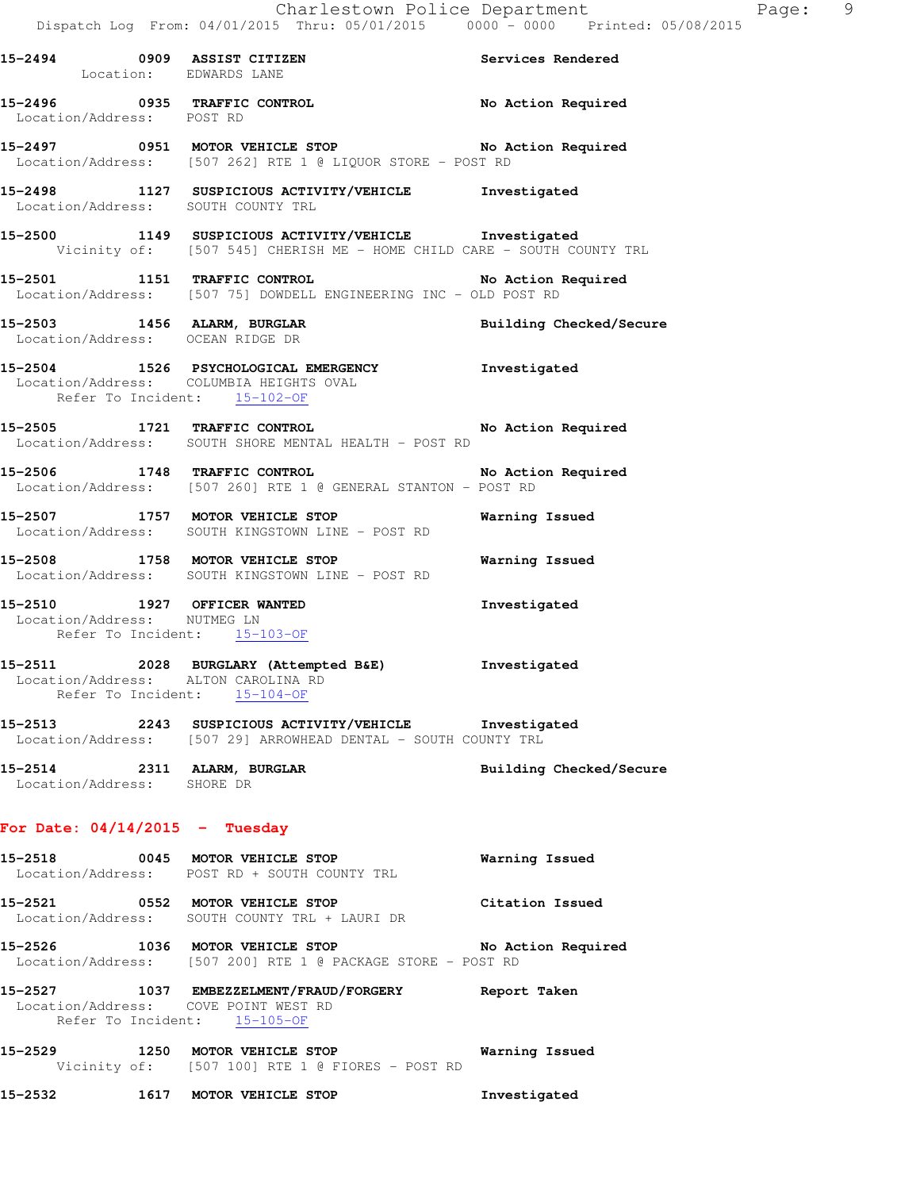**15-2494 0909 ASSIST CITIZEN** Services Rendered
Location: EDWARDS LANE

**15-2496 0935 TRAFFIC CONTROL** No Action Required
Location/Address: POST RD

**15-2497 0951 MOTOR VEHICLE STOP** No Action Required
Location/Address: [507 262] RTE 1 @ LIQUOR STORE - POST RD

**15-2498 1127 SUSPICIOUS ACTIVITY/VEHICLE** Investigated
Location/Address: SOUTH COUNTY TRL

**15-2500 1149 SUSPICIOUS ACTIVITY/VEHICLE** Investigated
Vicinity of: [507 545] CHERISH ME - HOME CHILD CARE - SOUTH COUNTY TRL

**15-2501 1151 TRAFFIC CONTROL** No Action Required
Location/Address: [507 75] DOWDELL ENGINEERING INC - OLD POST RD

**15-2503 1456 ALARM, BURGLAR** Building Checked/Secure
Location/Address: OCEAN RIDGE DR

**15-2504 1526 PSYCHOLOGICAL EMERGENCY** Investigated
Location/Address: COLUMBIA HEIGHTS OVAL
Refer To Incident: 15-102-OF

**15-2505 1721 TRAFFIC CONTROL** No Action Required
Location/Address: SOUTH SHORE MENTAL HEALTH - POST RD

**15-2506 1748 TRAFFIC CONTROL** No Action Required
Location/Address: [507 260] RTE 1 @ GENERAL STANTON - POST RD

**15-2507 1757 MOTOR VEHICLE STOP** Warning Issued
Location/Address: SOUTH KINGSTOWN LINE - POST RD

**15-2508 1758 MOTOR VEHICLE STOP** Warning Issued
Location/Address: SOUTH KINGSTOWN LINE - POST RD

**15-2510 1927 OFFICER WANTED** Investigated
Location/Address: NUTMEG LN
Refer To Incident: 15-103-OF

**15-2511 2028 BURGLARY (Attempted B&E)** Investigated
Location/Address: ALTON CAROLINA RD
Refer To Incident: 15-104-OF

**15-2513 2243 SUSPICIOUS ACTIVITY/VEHICLE** Investigated
Location/Address: [507 29] ARROWHEAD DENTAL - SOUTH COUNTY TRL

**15-2514 2311 ALARM, BURGLAR** Building Checked/Secure
Location/Address: SHORE DR

## For Date: 04/14/2015 - Tuesday

**15-2518 0045 MOTOR VEHICLE STOP** Warning Issued
Location/Address: POST RD + SOUTH COUNTY TRL

**15-2521 0552 MOTOR VEHICLE STOP** Citation Issued
Location/Address: SOUTH COUNTY TRL + LAURI DR

**15-2526 1036 MOTOR VEHICLE STOP** No Action Required
Location/Address: [507 200] RTE 1 @ PACKAGE STORE - POST RD

**15-2527 1037 EMBEZZELMENT/FRAUD/FORGERY** Report Taken
Location/Address: COVE POINT WEST RD
Refer To Incident: 15-105-OF

**15-2529 1250 MOTOR VEHICLE STOP** Warning Issued
Vicinity of: [507 100] RTE 1 @ FIORES - POST RD

**15-2532 1617 MOTOR VEHICLE STOP** Investigated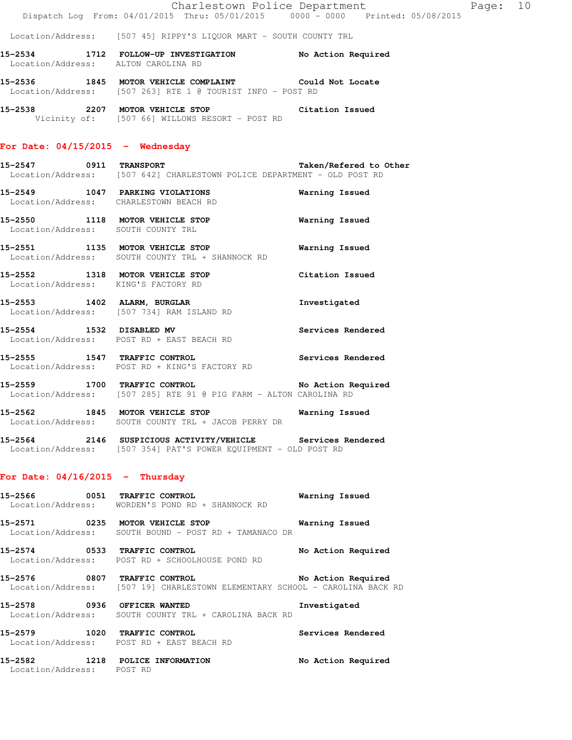Location/Address: [507 45] RIPPY'S LIQUOR MART - SOUTH COUNTY TRL

**15-2534 1712 FOLLOW-UP INVESTIGATION** No Action Required
Location/Address: ALTON CAROLINA RD

**15-2536 1845 MOTOR VEHICLE COMPLAINT** Could Not Locate
Location/Address: [507 263] RTE 1 @ TOURIST INFO - POST RD

**15-2538 2207 MOTOR VEHICLE STOP** Citation Issued
Vicinity of: [507 66] WILLOWS RESORT - POST RD

## For Date: 04/15/2015 - Wednesday

**15-2547 0911 TRANSPORT** Taken/Refered to Other
Location/Address: [507 642] CHARLESTOWN POLICE DEPARTMENT - OLD POST RD

**15-2549 1047 PARKING VIOLATIONS** Warning Issued
Location/Address: CHARLESTOWN BEACH RD

**15-2550 1118 MOTOR VEHICLE STOP** Warning Issued
Location/Address: SOUTH COUNTY TRL

**15-2551 1135 MOTOR VEHICLE STOP** Warning Issued
Location/Address: SOUTH COUNTY TRL + SHANNOCK RD

**15-2552 1318 MOTOR VEHICLE STOP** Citation Issued
Location/Address: KING'S FACTORY RD

**15-2553 1402 ALARM, BURGLAR** Investigated
Location/Address: [507 734] RAM ISLAND RD

**15-2554 1532 DISABLED MV** Services Rendered
Location/Address: POST RD + EAST BEACH RD

**15-2555 1547 TRAFFIC CONTROL** Services Rendered
Location/Address: POST RD + KING'S FACTORY RD

**15-2559 1700 TRAFFIC CONTROL** No Action Required
Location/Address: [507 285] RTE 91 @ PIG FARM - ALTON CAROLINA RD

**15-2562 1845 MOTOR VEHICLE STOP** Warning Issued
Location/Address: SOUTH COUNTY TRL + JACOB PERRY DR

**15-2564 2146 SUSPICIOUS ACTIVITY/VEHICLE** Services Rendered
Location/Address: [507 354] PAT'S POWER EQUIPMENT - OLD POST RD

## For Date: 04/16/2015 - Thursday

**15-2566 0051 TRAFFIC CONTROL** Warning Issued
Location/Address: WORDEN'S POND RD + SHANNOCK RD

**15-2571 0235 MOTOR VEHICLE STOP** Warning Issued
Location/Address: SOUTH BOUND - POST RD + TAMANACO DR

**15-2574 0533 TRAFFIC CONTROL** No Action Required
Location/Address: POST RD + SCHOOLHOUSE POND RD

**15-2576 0807 TRAFFIC CONTROL** No Action Required
Location/Address: [507 19] CHARLESTOWN ELEMENTARY SCHOOL - CAROLINA BACK RD

**15-2578 0936 OFFICER WANTED** Investigated
Location/Address: SOUTH COUNTY TRL + CAROLINA BACK RD

**15-2579 1020 TRAFFIC CONTROL** Services Rendered
Location/Address: POST RD + EAST BEACH RD

**15-2582 1218 POLICE INFORMATION** No Action Required
Location/Address: POST RD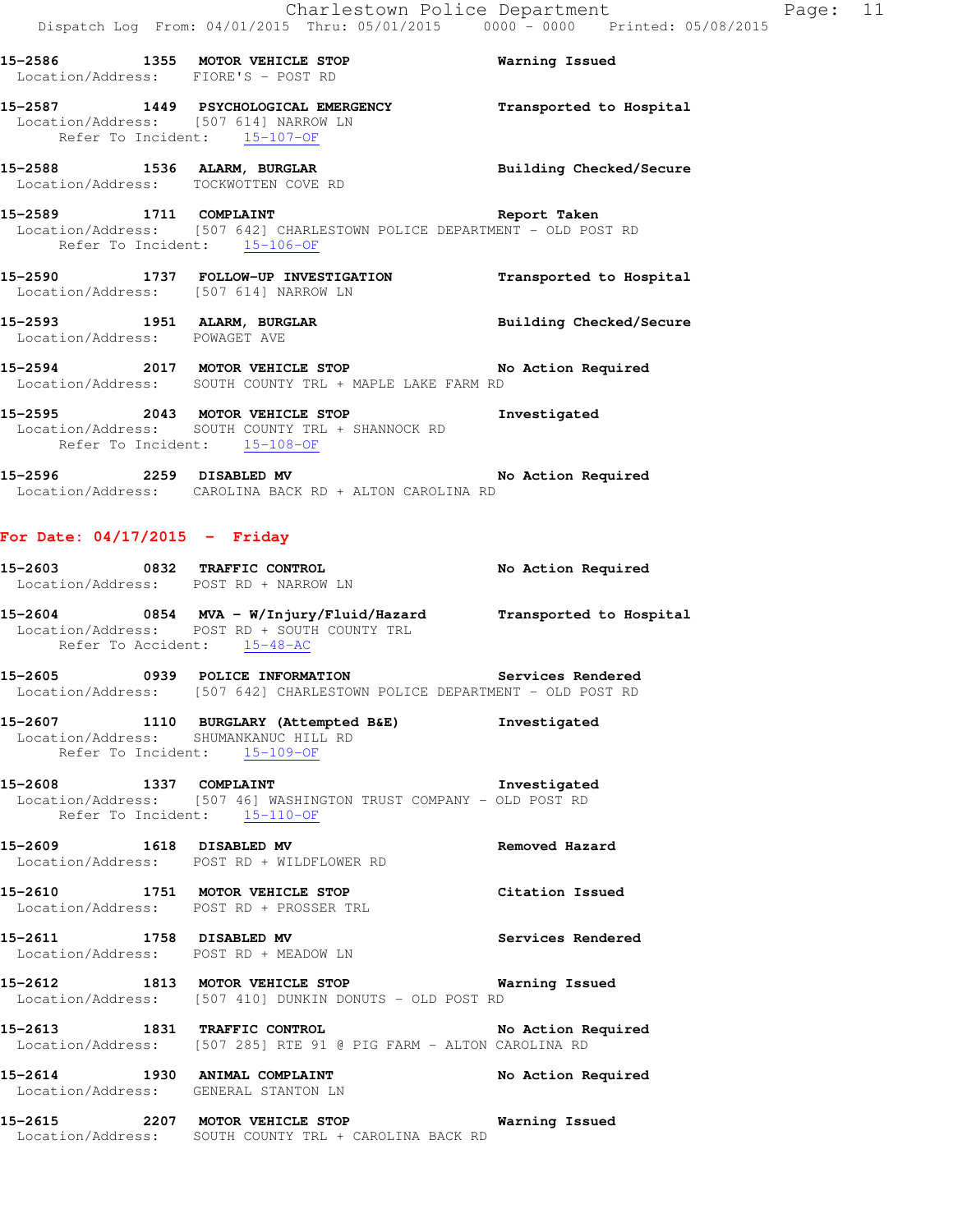15-2586 1355 **MOTOR VEHICLE STOP** Warning Issued
Location/Address: FIORE'S - POST RD

15-2587 1449 **PSYCHOLOGICAL EMERGENCY** Transported to Hospital
Location/Address: [507 614] NARROW LN
Refer To Incident: 15-107-OF

15-2588 1536 **ALARM, BURGLAR** Building Checked/Secure
Location/Address: TOCKWOTTEN COVE RD

15-2589 1711 **COMPLAINT** Report Taken
Location/Address: [507 642] CHARLESTOWN POLICE DEPARTMENT - OLD POST RD
Refer To Incident: 15-106-OF

15-2590 1737 **FOLLOW-UP INVESTIGATION** Transported to Hospital
Location/Address: [507 614] NARROW LN

15-2593 1951 **ALARM, BURGLAR** Building Checked/Secure
Location/Address: POWAGET AVE

15-2594 2017 **MOTOR VEHICLE STOP** No Action Required
Location/Address: SOUTH COUNTY TRL + MAPLE LAKE FARM RD

15-2595 2043 **MOTOR VEHICLE STOP** Investigated
Location/Address: SOUTH COUNTY TRL + SHANNOCK RD
Refer To Incident: 15-108-OF

15-2596 2259 **DISABLED MV** No Action Required
Location/Address: CAROLINA BACK RD + ALTON CAROLINA RD

## For Date: 04/17/2015 - Friday

15-2603 0832 **TRAFFIC CONTROL** No Action Required
Location/Address: POST RD + NARROW LN

15-2604 0854 **MVA - W/Injury/Fluid/Hazard** Transported to Hospital
Location/Address: POST RD + SOUTH COUNTY TRL
Refer To Accident: 15-48-AC

15-2605 0939 **POLICE INFORMATION** Services Rendered
Location/Address: [507 642] CHARLESTOWN POLICE DEPARTMENT - OLD POST RD

15-2607 1110 **BURGLARY (Attempted B&E)** Investigated
Location/Address: SHUMANKANUC HILL RD
Refer To Incident: 15-109-OF

15-2608 1337 **COMPLAINT** Investigated
Location/Address: [507 46] WASHINGTON TRUST COMPANY - OLD POST RD
Refer To Incident: 15-110-OF

15-2609 1618 **DISABLED MV** Removed Hazard
Location/Address: POST RD + WILDFLOWER RD

15-2610 1751 **MOTOR VEHICLE STOP** Citation Issued
Location/Address: POST RD + PROSSER TRL

15-2611 1758 **DISABLED MV** Services Rendered
Location/Address: POST RD + MEADOW LN

15-2612 1813 **MOTOR VEHICLE STOP** Warning Issued
Location/Address: [507 410] DUNKIN DONUTS - OLD POST RD

15-2613 1831 **TRAFFIC CONTROL** No Action Required
Location/Address: [507 285] RTE 91 @ PIG FARM - ALTON CAROLINA RD

15-2614 1930 **ANIMAL COMPLAINT** No Action Required
Location/Address: GENERAL STANTON LN

15-2615 2207 **MOTOR VEHICLE STOP** Warning Issued
Location/Address: SOUTH COUNTY TRL + CAROLINA BACK RD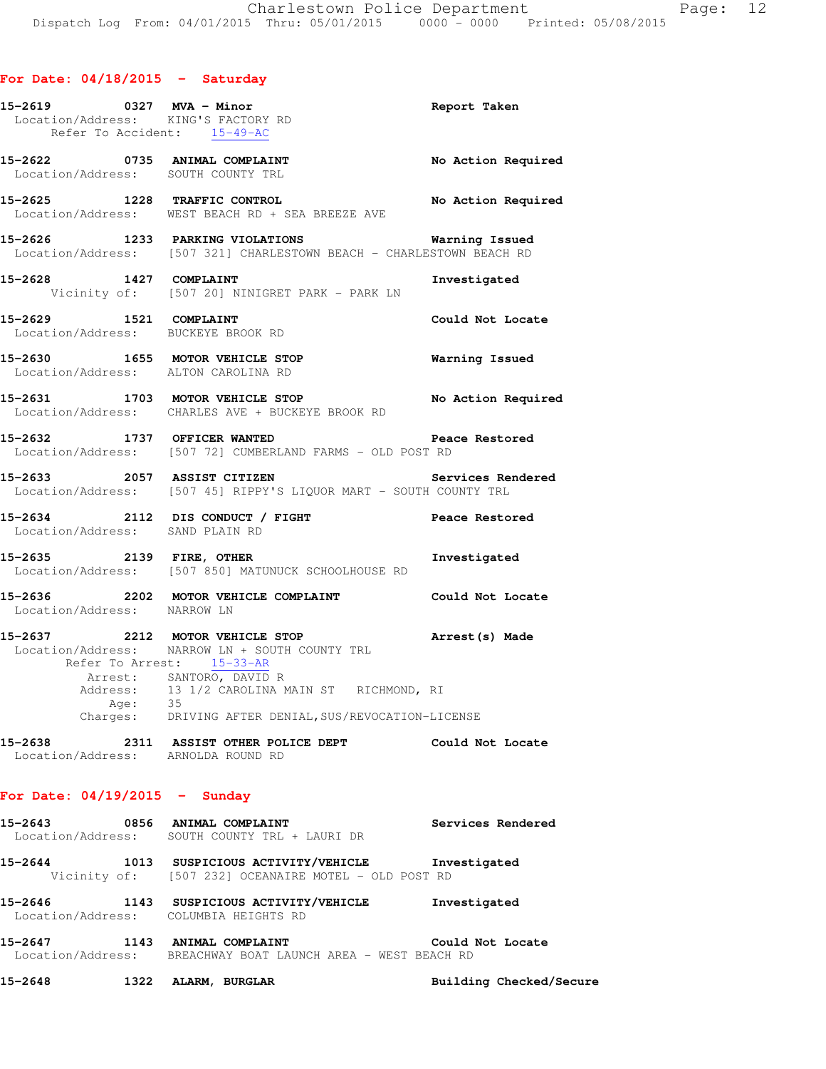## For Date: 04/18/2015 - Saturday

**15-2619** 0327 **MVA - Minor** — **Report Taken**
Location/Address: KING'S FACTORY RD
Refer To Accident: 15-49-AC

**15-2622** 0735 **ANIMAL COMPLAINT** — **No Action Required**
Location/Address: SOUTH COUNTY TRL

**15-2625** 1228 **TRAFFIC CONTROL** — **No Action Required**
Location/Address: WEST BEACH RD + SEA BREEZE AVE

**15-2626** 1233 **PARKING VIOLATIONS** — **Warning Issued**
Location/Address: [507 321] CHARLESTOWN BEACH - CHARLESTOWN BEACH RD

**15-2628** 1427 **COMPLAINT** — **Investigated**
Vicinity of: [507 20] NINIGRET PARK - PARK LN

**15-2629** 1521 **COMPLAINT** — **Could Not Locate**
Location/Address: BUCKEYE BROOK RD

**15-2630** 1655 **MOTOR VEHICLE STOP** — **Warning Issued**
Location/Address: ALTON CAROLINA RD

**15-2631** 1703 **MOTOR VEHICLE STOP** — **No Action Required**
Location/Address: CHARLES AVE + BUCKEYE BROOK RD

**15-2632** 1737 **OFFICER WANTED** — **Peace Restored**
Location/Address: [507 72] CUMBERLAND FARMS - OLD POST RD

**15-2633** 2057 **ASSIST CITIZEN** — **Services Rendered**
Location/Address: [507 45] RIPPY'S LIQUOR MART - SOUTH COUNTY TRL

**15-2634** 2112 **DIS CONDUCT / FIGHT** — **Peace Restored**
Location/Address: SAND PLAIN RD

**15-2635** 2139 **FIRE, OTHER** — **Investigated**
Location/Address: [507 850] MATUNUCK SCHOOLHOUSE RD

**15-2636** 2202 **MOTOR VEHICLE COMPLAINT** — **Could Not Locate**
Location/Address: NARROW LN

**15-2637** 2212 **MOTOR VEHICLE STOP** — **Arrest(s) Made**
Location/Address: NARROW LN + SOUTH COUNTY TRL
Refer To Arrest: 15-33-AR
Arrest: SANTORO, DAVID R
Address: 13 1/2 CAROLINA MAIN ST RICHMOND, RI
Age: 35
Charges: DRIVING AFTER DENIAL,SUS/REVOCATION-LICENSE

**15-2638** 2311 **ASSIST OTHER POLICE DEPT** — **Could Not Locate**
Location/Address: ARNOLDA ROUND RD

## For Date: 04/19/2015 - Sunday

**15-2643** 0856 **ANIMAL COMPLAINT** — **Services Rendered**
Location/Address: SOUTH COUNTY TRL + LAURI DR

**15-2644** 1013 **SUSPICIOUS ACTIVITY/VEHICLE** — **Investigated**
Vicinity of: [507 232] OCEANAIRE MOTEL - OLD POST RD

**15-2646** 1143 **SUSPICIOUS ACTIVITY/VEHICLE** — **Investigated**
Location/Address: COLUMBIA HEIGHTS RD

**15-2647** 1143 **ANIMAL COMPLAINT** — **Could Not Locate**
Location/Address: BREACHWAY BOAT LAUNCH AREA - WEST BEACH RD

**15-2648** 1322 **ALARM, BURGLAR** — **Building Checked/Secure**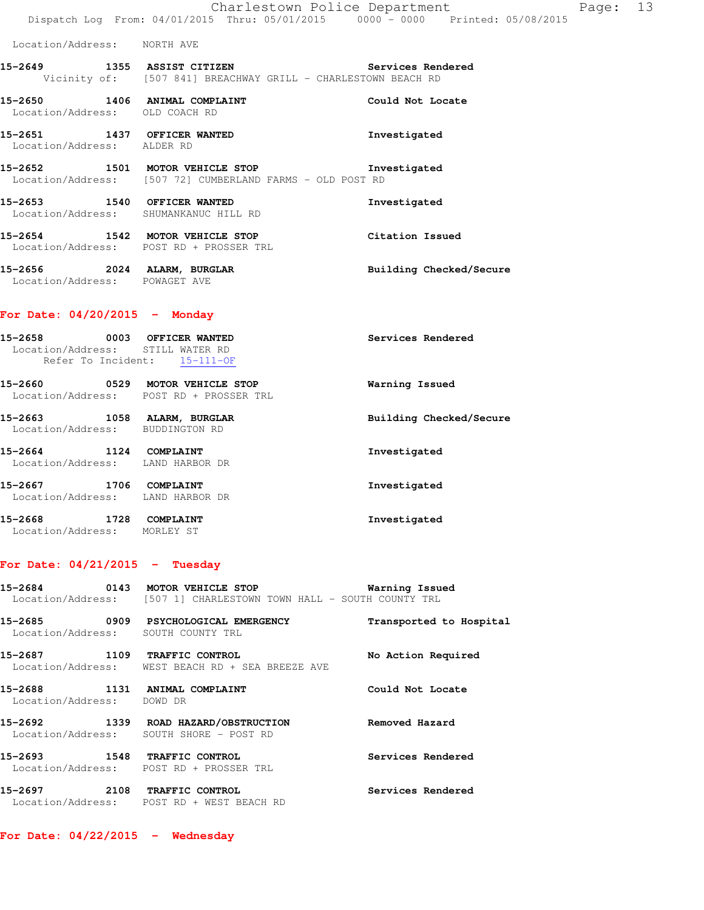Location/Address: NORTH AVE

**15-2649 1355 ASSIST CITIZEN** **Services Rendered**
Vicinity of: [507 841] BREACHWAY GRILL - CHARLESTOWN BEACH RD

**15-2650 1406 ANIMAL COMPLAINT** **Could Not Locate**
Location/Address: OLD COACH RD

**15-2651 1437 OFFICER WANTED** **Investigated**
Location/Address: ALDER RD

**15-2652 1501 MOTOR VEHICLE STOP** **Investigated**
Location/Address: [507 72] CUMBERLAND FARMS - OLD POST RD

**15-2653 1540 OFFICER WANTED** **Investigated**
Location/Address: SHUMANKANUC HILL RD

**15-2654 1542 MOTOR VEHICLE STOP** **Citation Issued**
Location/Address: POST RD + PROSSER TRL

**15-2656 2024 ALARM, BURGLAR** **Building Checked/Secure**
Location/Address: POWAGET AVE

## For Date: 04/20/2015 - Monday

**15-2658 0003 OFFICER WANTED** **Services Rendered**
Location/Address: STILL WATER RD
Refer To Incident: 15-111-OF

**15-2660 0529 MOTOR VEHICLE STOP** **Warning Issued**
Location/Address: POST RD + PROSSER TRL

**15-2663 1058 ALARM, BURGLAR** **Building Checked/Secure**
Location/Address: BUDDINGTON RD

**15-2664 1124 COMPLAINT** **Investigated**
Location/Address: LAND HARBOR DR

**15-2667 1706 COMPLAINT** **Investigated**
Location/Address: LAND HARBOR DR

**15-2668 1728 COMPLAINT** **Investigated**
Location/Address: MORLEY ST

## For Date: 04/21/2015 - Tuesday

**15-2684 0143 MOTOR VEHICLE STOP** **Warning Issued**
Location/Address: [507 1] CHARLESTOWN TOWN HALL - SOUTH COUNTY TRL

**15-2685 0909 PSYCHOLOGICAL EMERGENCY** **Transported to Hospital**
Location/Address: SOUTH COUNTY TRL

**15-2687 1109 TRAFFIC CONTROL** **No Action Required**
Location/Address: WEST BEACH RD + SEA BREEZE AVE

**15-2688 1131 ANIMAL COMPLAINT** **Could Not Locate**
Location/Address: DOWD DR

**15-2692 1339 ROAD HAZARD/OBSTRUCTION** **Removed Hazard**
Location/Address: SOUTH SHORE - POST RD

**15-2693 1548 TRAFFIC CONTROL** **Services Rendered**
Location/Address: POST RD + PROSSER TRL

**15-2697 2108 TRAFFIC CONTROL** **Services Rendered**
Location/Address: POST RD + WEST BEACH RD

## For Date: 04/22/2015 - Wednesday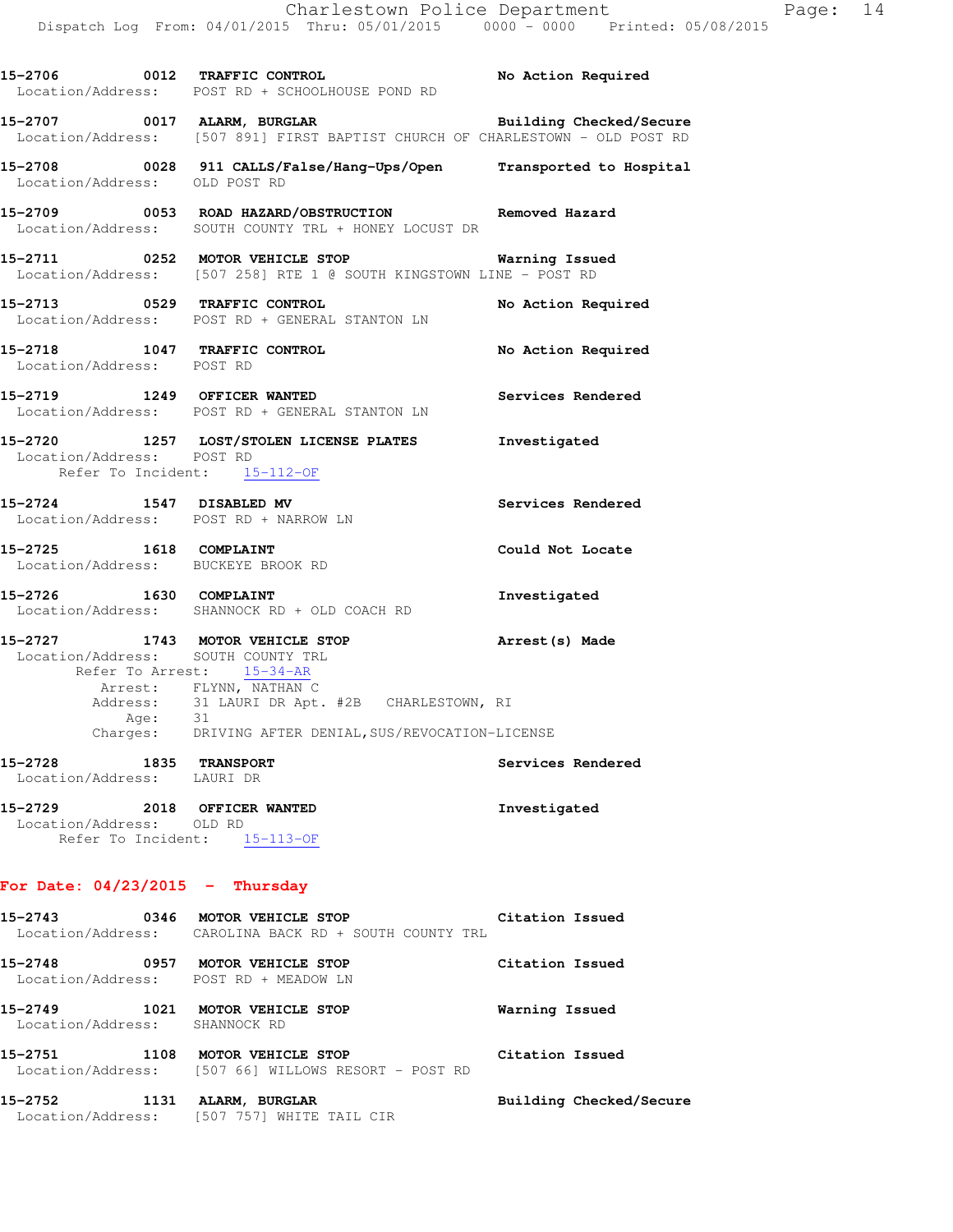15-2706 0012 **TRAFFIC CONTROL** **No Action Required**
Location/Address: POST RD + SCHOOLHOUSE POND RD

15-2707 0017 **ALARM, BURGLAR** **Building Checked/Secure**
Location/Address: [507 891] FIRST BAPTIST CHURCH OF CHARLESTOWN - OLD POST RD

15-2708 0028 **911 CALLS/False/Hang-Ups/Open** **Transported to Hospital**
Location/Address: OLD POST RD

15-2709 0053 **ROAD HAZARD/OBSTRUCTION** **Removed Hazard**
Location/Address: SOUTH COUNTY TRL + HONEY LOCUST DR

15-2711 0252 **MOTOR VEHICLE STOP** **Warning Issued**
Location/Address: [507 258] RTE 1 @ SOUTH KINGSTOWN LINE - POST RD

15-2713 0529 **TRAFFIC CONTROL** **No Action Required**
Location/Address: POST RD + GENERAL STANTON LN

15-2718 1047 **TRAFFIC CONTROL** **No Action Required**
Location/Address: POST RD

15-2719 1249 **OFFICER WANTED** **Services Rendered**
Location/Address: POST RD + GENERAL STANTON LN

15-2720 1257 **LOST/STOLEN LICENSE PLATES** **Investigated**
Location/Address: POST RD
Refer To Incident: 15-112-OF

15-2724 1547 **DISABLED MV** **Services Rendered**
Location/Address: POST RD + NARROW LN

15-2725 1618 **COMPLAINT** **Could Not Locate**
Location/Address: BUCKEYE BROOK RD

15-2726 1630 **COMPLAINT** **Investigated**
Location/Address: SHANNOCK RD + OLD COACH RD

15-2727 1743 **MOTOR VEHICLE STOP** **Arrest(s) Made**
Location/Address: SOUTH COUNTY TRL
Refer To Arrest: 15-34-AR
Arrest: FLYNN, NATHAN C
Address: 31 LAURI DR Apt. #2B CHARLESTOWN, RI
Age: 31
Charges: DRIVING AFTER DENIAL,SUS/REVOCATION-LICENSE

15-2728 1835 **TRANSPORT** **Services Rendered**
Location/Address: LAURI DR

15-2729 2018 **OFFICER WANTED** **Investigated**
Location/Address: OLD RD
Refer To Incident: 15-113-OF

## For Date: 04/23/2015 - Thursday

15-2743 0346 **MOTOR VEHICLE STOP** **Citation Issued**
Location/Address: CAROLINA BACK RD + SOUTH COUNTY TRL

15-2748 0957 **MOTOR VEHICLE STOP** **Citation Issued**
Location/Address: POST RD + MEADOW LN

15-2749 1021 **MOTOR VEHICLE STOP** **Warning Issued**
Location/Address: SHANNOCK RD

15-2751 1108 **MOTOR VEHICLE STOP** **Citation Issued**
Location/Address: [507 66] WILLOWS RESORT - POST RD

15-2752 1131 **ALARM, BURGLAR** **Building Checked/Secure**
Location/Address: [507 757] WHITE TAIL CIR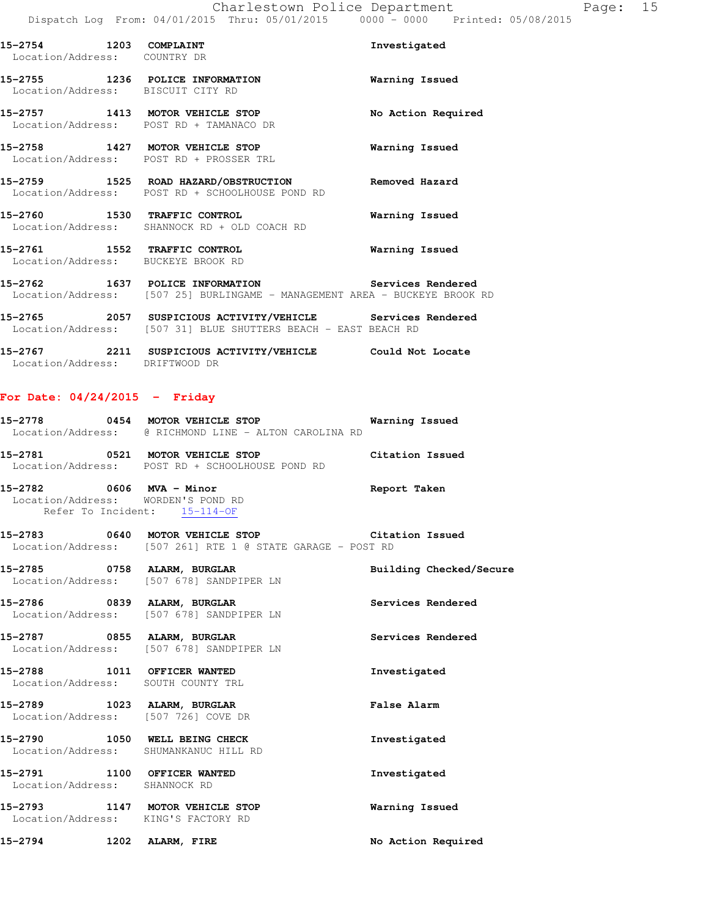15-2754 1203 COMPLAINT Investigated
Location/Address: COUNTRY DR

15-2755 1236 POLICE INFORMATION Warning Issued
Location/Address: BISCUIT CITY RD

15-2757 1413 MOTOR VEHICLE STOP No Action Required
Location/Address: POST RD + TAMANACO DR

15-2758 1427 MOTOR VEHICLE STOP Warning Issued
Location/Address: POST RD + PROSSER TRL

15-2759 1525 ROAD HAZARD/OBSTRUCTION Removed Hazard
Location/Address: POST RD + SCHOOLHOUSE POND RD

15-2760 1530 TRAFFIC CONTROL Warning Issued
Location/Address: SHANNOCK RD + OLD COACH RD

15-2761 1552 TRAFFIC CONTROL Warning Issued
Location/Address: BUCKEYE BROOK RD

15-2762 1637 POLICE INFORMATION Services Rendered
Location/Address: [507 25] BURLINGAME - MANAGEMENT AREA - BUCKEYE BROOK RD

15-2765 2057 SUSPICIOUS ACTIVITY/VEHICLE Services Rendered
Location/Address: [507 31] BLUE SHUTTERS BEACH - EAST BEACH RD

15-2767 2211 SUSPICIOUS ACTIVITY/VEHICLE Could Not Locate
Location/Address: DRIFTWOOD DR

## For Date: 04/24/2015 - Friday

15-2778 0454 MOTOR VEHICLE STOP Warning Issued
Location/Address: @ RICHMOND LINE - ALTON CAROLINA RD

15-2781 0521 MOTOR VEHICLE STOP Citation Issued
Location/Address: POST RD + SCHOOLHOUSE POND RD

15-2782 0606 MVA - Minor Report Taken
Location/Address: WORDEN'S POND RD
Refer To Incident: 15-114-OF

15-2783 0640 MOTOR VEHICLE STOP Citation Issued
Location/Address: [507 261] RTE 1 @ STATE GARAGE - POST RD

15-2785 0758 ALARM, BURGLAR Building Checked/Secure
Location/Address: [507 678] SANDPIPER LN

15-2786 0839 ALARM, BURGLAR Services Rendered
Location/Address: [507 678] SANDPIPER LN

15-2787 0855 ALARM, BURGLAR Services Rendered
Location/Address: [507 678] SANDPIPER LN

15-2788 1011 OFFICER WANTED Investigated
Location/Address: SOUTH COUNTY TRL

15-2789 1023 ALARM, BURGLAR False Alarm
Location/Address: [507 726] COVE DR

15-2790 1050 WELL BEING CHECK Investigated
Location/Address: SHUMANKANUC HILL RD

15-2791 1100 OFFICER WANTED Investigated
Location/Address: SHANNOCK RD

15-2793 1147 MOTOR VEHICLE STOP Warning Issued
Location/Address: KING'S FACTORY RD

15-2794 1202 ALARM, FIRE No Action Required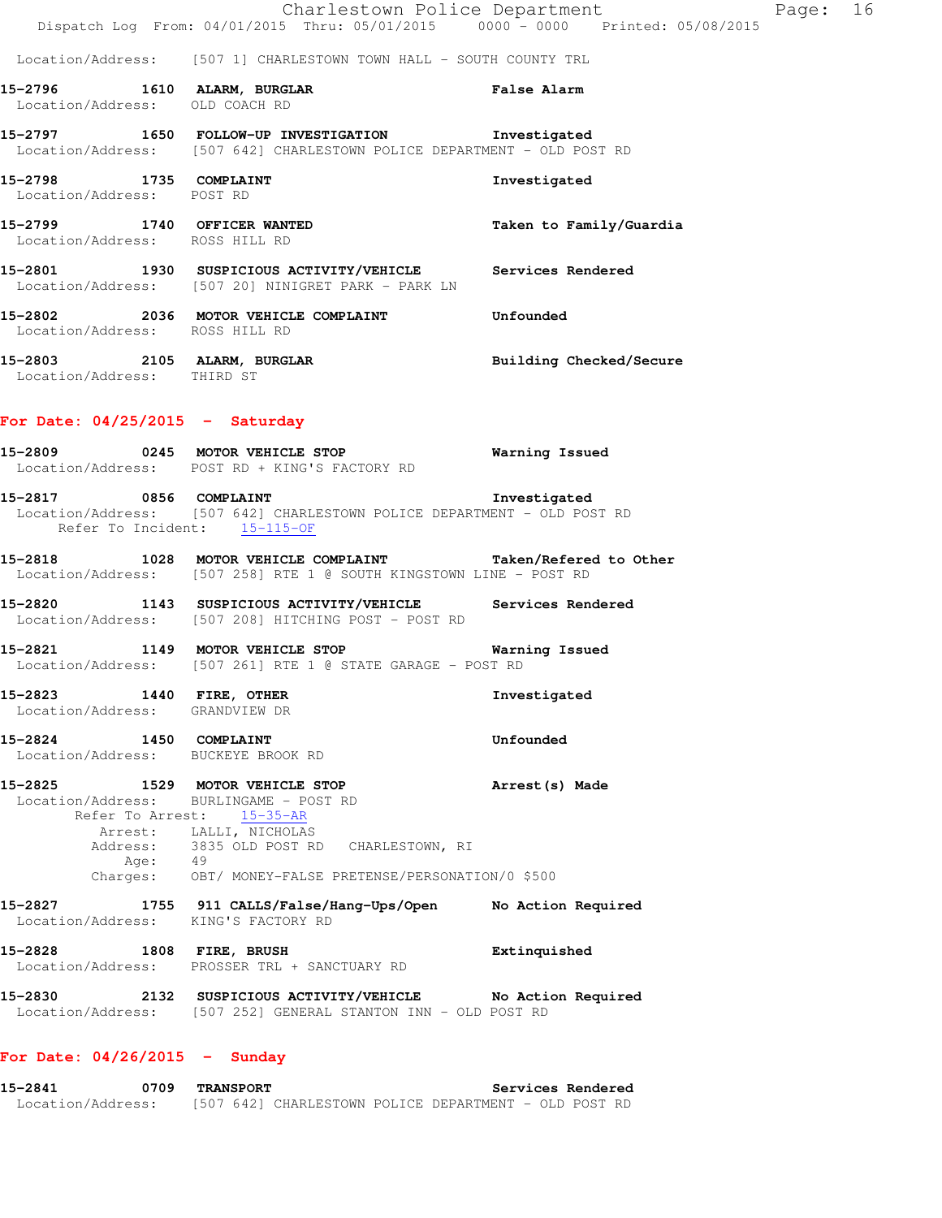Location/Address: [507 1] CHARLESTOWN TOWN HALL - SOUTH COUNTY TRL

**15-2796 1610 ALARM, BURGLAR** False Alarm
Location/Address: OLD COACH RD

**15-2797 1650 FOLLOW-UP INVESTIGATION** Investigated
Location/Address: [507 642] CHARLESTOWN POLICE DEPARTMENT - OLD POST RD

**15-2798 1735 COMPLAINT** Investigated
Location/Address: POST RD

**15-2799 1740 OFFICER WANTED** Taken to Family/Guardia
Location/Address: ROSS HILL RD

**15-2801 1930 SUSPICIOUS ACTIVITY/VEHICLE** Services Rendered
Location/Address: [507 20] NINIGRET PARK - PARK LN

**15-2802 2036 MOTOR VEHICLE COMPLAINT** Unfounded
Location/Address: ROSS HILL RD

**15-2803 2105 ALARM, BURGLAR** Building Checked/Secure
Location/Address: THIRD ST

## For Date: 04/25/2015 - Saturday

**15-2809 0245 MOTOR VEHICLE STOP** Warning Issued
Location/Address: POST RD + KING'S FACTORY RD

**15-2817 0856 COMPLAINT** Investigated
Location/Address: [507 642] CHARLESTOWN POLICE DEPARTMENT - OLD POST RD
Refer To Incident: 15-115-OF

**15-2818 1028 MOTOR VEHICLE COMPLAINT** Taken/Refered to Other
Location/Address: [507 258] RTE 1 @ SOUTH KINGSTOWN LINE - POST RD

**15-2820 1143 SUSPICIOUS ACTIVITY/VEHICLE** Services Rendered
Location/Address: [507 208] HITCHING POST - POST RD

**15-2821 1149 MOTOR VEHICLE STOP** Warning Issued
Location/Address: [507 261] RTE 1 @ STATE GARAGE - POST RD

**15-2823 1440 FIRE, OTHER** Investigated
Location/Address: GRANDVIEW DR

**15-2824 1450 COMPLAINT** Unfounded
Location/Address: BUCKEYE BROOK RD

**15-2825 1529 MOTOR VEHICLE STOP** Arrest(s) Made
Location/Address: BURLINGAME - POST RD
Refer To Arrest: 15-35-AR
Arrest: LALLI, NICHOLAS
Address: 3835 OLD POST RD CHARLESTOWN, RI
Age: 49
Charges: OBT/ MONEY-FALSE PRETENSE/PERSONATION/0 $500

**15-2827 1755 911 CALLS/False/Hang-Ups/Open** No Action Required
Location/Address: KING'S FACTORY RD

**15-2828 1808 FIRE, BRUSH** Extinquished
Location/Address: PROSSER TRL + SANCTUARY RD

**15-2830 2132 SUSPICIOUS ACTIVITY/VEHICLE** No Action Required
Location/Address: [507 252] GENERAL STANTON INN - OLD POST RD

## For Date: 04/26/2015 - Sunday

**15-2841 0709 TRANSPORT** Services Rendered
Location/Address: [507 642] CHARLESTOWN POLICE DEPARTMENT - OLD POST RD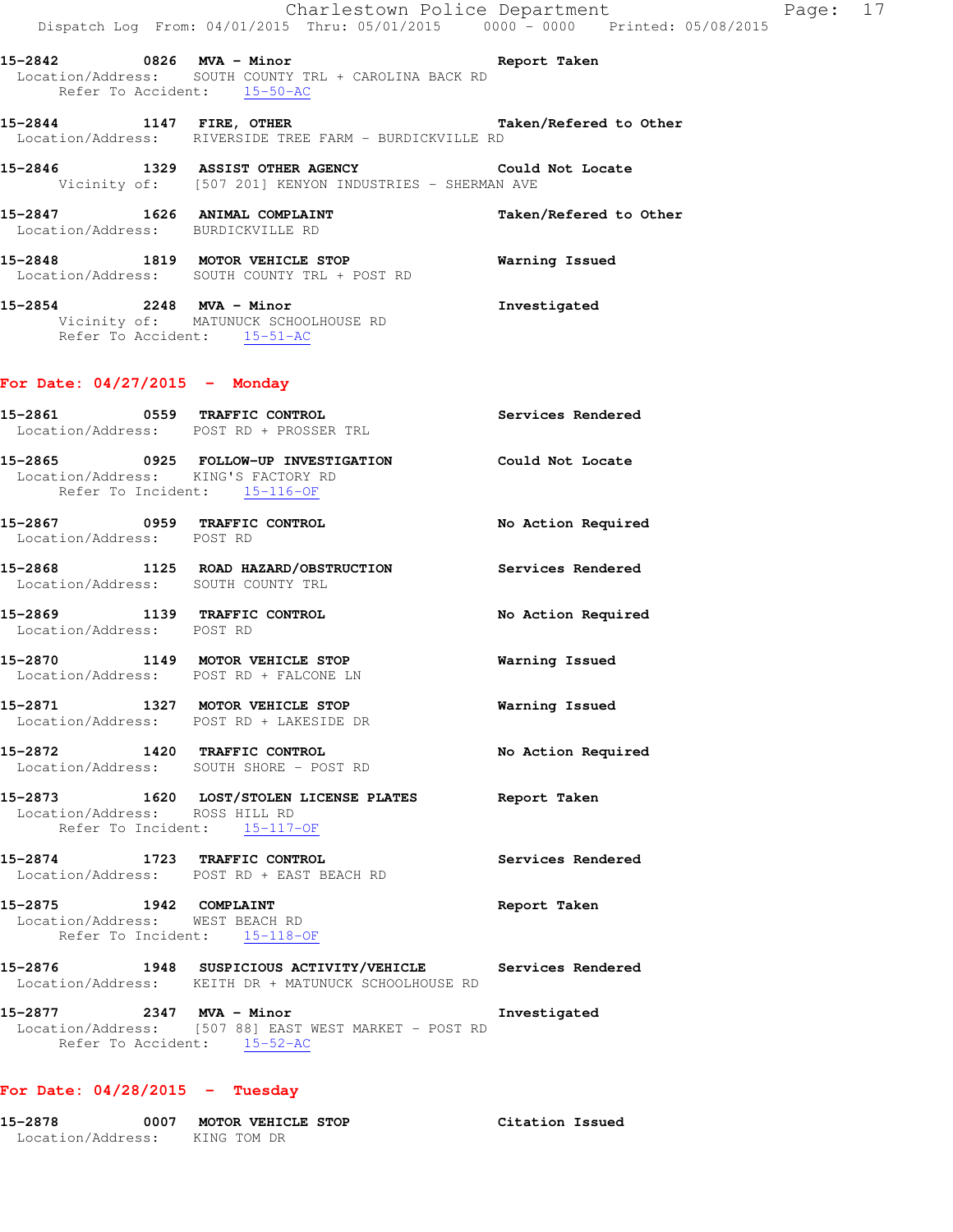**15-2842** 0826 **MVA - Minor** **Report Taken**
Location/Address: SOUTH COUNTY TRL + CAROLINA BACK RD
Refer To Accident: 15-50-AC

**15-2844** 1147 **FIRE, OTHER** **Taken/Refered to Other**
Location/Address: RIVERSIDE TREE FARM - BURDICKVILLE RD

**15-2846** 1329 **ASSIST OTHER AGENCY** **Could Not Locate**
Vicinity of: [507 201] KENYON INDUSTRIES - SHERMAN AVE

**15-2847** 1626 **ANIMAL COMPLAINT** **Taken/Refered to Other**
Location/Address: BURDICKVILLE RD

**15-2848** 1819 **MOTOR VEHICLE STOP** **Warning Issued**
Location/Address: SOUTH COUNTY TRL + POST RD

**15-2854** 2248 **MVA - Minor** **Investigated**
Vicinity of: MATUNUCK SCHOOLHOUSE RD
Refer To Accident: 15-51-AC

## For Date: 04/27/2015 - Monday

**15-2861** 0559 **TRAFFIC CONTROL** **Services Rendered**
Location/Address: POST RD + PROSSER TRL

**15-2865** 0925 **FOLLOW-UP INVESTIGATION** **Could Not Locate**
Location/Address: KING'S FACTORY RD
Refer To Incident: 15-116-OF

**15-2867** 0959 **TRAFFIC CONTROL** **No Action Required**
Location/Address: POST RD

**15-2868** 1125 **ROAD HAZARD/OBSTRUCTION** **Services Rendered**
Location/Address: SOUTH COUNTY TRL

**15-2869** 1139 **TRAFFIC CONTROL** **No Action Required**
Location/Address: POST RD

**15-2870** 1149 **MOTOR VEHICLE STOP** **Warning Issued**
Location/Address: POST RD + FALCONE LN

**15-2871** 1327 **MOTOR VEHICLE STOP** **Warning Issued**
Location/Address: POST RD + LAKESIDE DR

**15-2872** 1420 **TRAFFIC CONTROL** **No Action Required**
Location/Address: SOUTH SHORE - POST RD

**15-2873** 1620 **LOST/STOLEN LICENSE PLATES** **Report Taken**
Location/Address: ROSS HILL RD
Refer To Incident: 15-117-OF

**15-2874** 1723 **TRAFFIC CONTROL** **Services Rendered**
Location/Address: POST RD + EAST BEACH RD

**15-2875** 1942 **COMPLAINT** **Report Taken**
Location/Address: WEST BEACH RD
Refer To Incident: 15-118-OF

**15-2876** 1948 **SUSPICIOUS ACTIVITY/VEHICLE** **Services Rendered**
Location/Address: KEITH DR + MATUNUCK SCHOOLHOUSE RD

**15-2877** 2347 **MVA - Minor** **Investigated**
Location/Address: [507 88] EAST WEST MARKET - POST RD
Refer To Accident: 15-52-AC

## For Date: 04/28/2015 - Tuesday

**15-2878** 0007 **MOTOR VEHICLE STOP** **Citation Issued**
Location/Address: KING TOM DR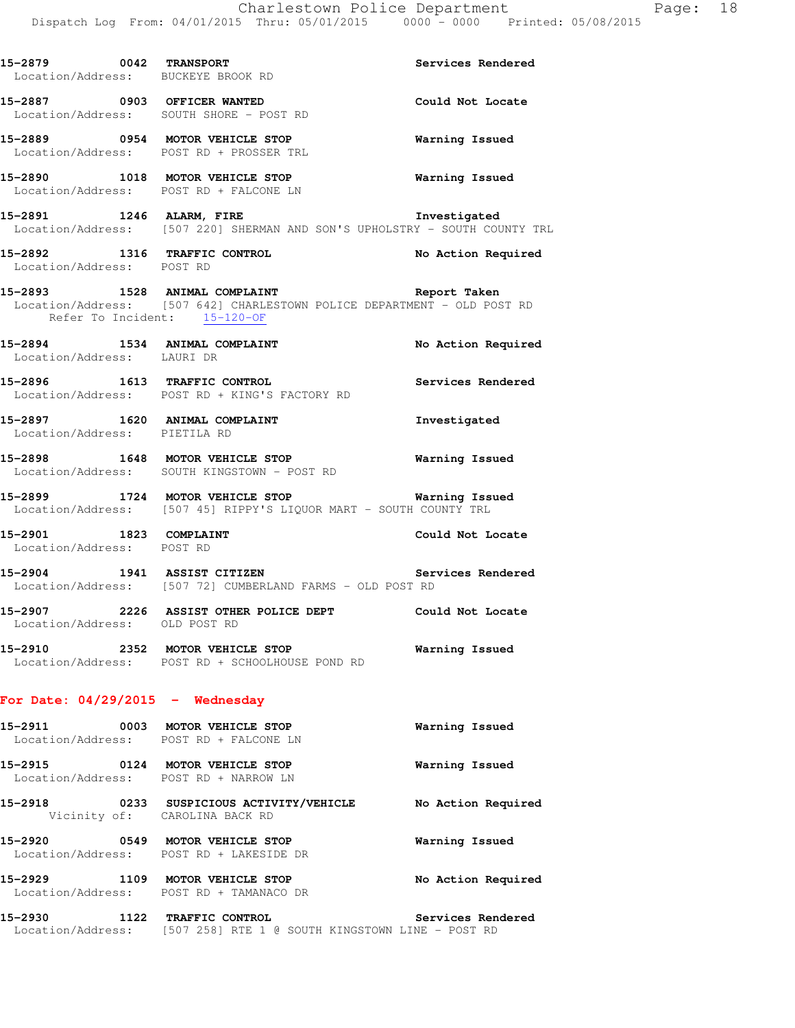15-2879 0042 **TRANSPORT** **Services Rendered**
Location/Address: BUCKEYE BROOK RD

15-2887 0903 **OFFICER WANTED** **Could Not Locate**
Location/Address: SOUTH SHORE - POST RD

15-2889 0954 **MOTOR VEHICLE STOP** **Warning Issued**
Location/Address: POST RD + PROSSER TRL

15-2890 1018 **MOTOR VEHICLE STOP** **Warning Issued**
Location/Address: POST RD + FALCONE LN

15-2891 1246 **ALARM, FIRE** **Investigated**
Location/Address: [507 220] SHERMAN AND SON'S UPHOLSTRY - SOUTH COUNTY TRL

15-2892 1316 **TRAFFIC CONTROL** **No Action Required**
Location/Address: POST RD

15-2893 1528 **ANIMAL COMPLAINT** **Report Taken**
Location/Address: [507 642] CHARLESTOWN POLICE DEPARTMENT - OLD POST RD
Refer To Incident: 15-120-OF

15-2894 1534 **ANIMAL COMPLAINT** **No Action Required**
Location/Address: LAURI DR

15-2896 1613 **TRAFFIC CONTROL** **Services Rendered**
Location/Address: POST RD + KING'S FACTORY RD

15-2897 1620 **ANIMAL COMPLAINT** **Investigated**
Location/Address: PIETILA RD

15-2898 1648 **MOTOR VEHICLE STOP** **Warning Issued**
Location/Address: SOUTH KINGSTOWN - POST RD

15-2899 1724 **MOTOR VEHICLE STOP** **Warning Issued**
Location/Address: [507 45] RIPPY'S LIQUOR MART - SOUTH COUNTY TRL

15-2901 1823 **COMPLAINT** **Could Not Locate**
Location/Address: POST RD

15-2904 1941 **ASSIST CITIZEN** **Services Rendered**
Location/Address: [507 72] CUMBERLAND FARMS - OLD POST RD

15-2907 2226 **ASSIST OTHER POLICE DEPT** **Could Not Locate**
Location/Address: OLD POST RD

15-2910 2352 **MOTOR VEHICLE STOP** **Warning Issued**
Location/Address: POST RD + SCHOOLHOUSE POND RD

## For Date: 04/29/2015 - Wednesday

15-2911 0003 **MOTOR VEHICLE STOP** **Warning Issued**
Location/Address: POST RD + FALCONE LN

15-2915 0124 **MOTOR VEHICLE STOP** **Warning Issued**
Location/Address: POST RD + NARROW LN

15-2918 0233 **SUSPICIOUS ACTIVITY/VEHICLE** **No Action Required**
Vicinity of: CAROLINA BACK RD

15-2920 0549 **MOTOR VEHICLE STOP** **Warning Issued**
Location/Address: POST RD + LAKESIDE DR

15-2929 1109 **MOTOR VEHICLE STOP** **No Action Required**
Location/Address: POST RD + TAMANACO DR

15-2930 1122 **TRAFFIC CONTROL** **Services Rendered**
Location/Address: [507 258] RTE 1 @ SOUTH KINGSTOWN LINE - POST RD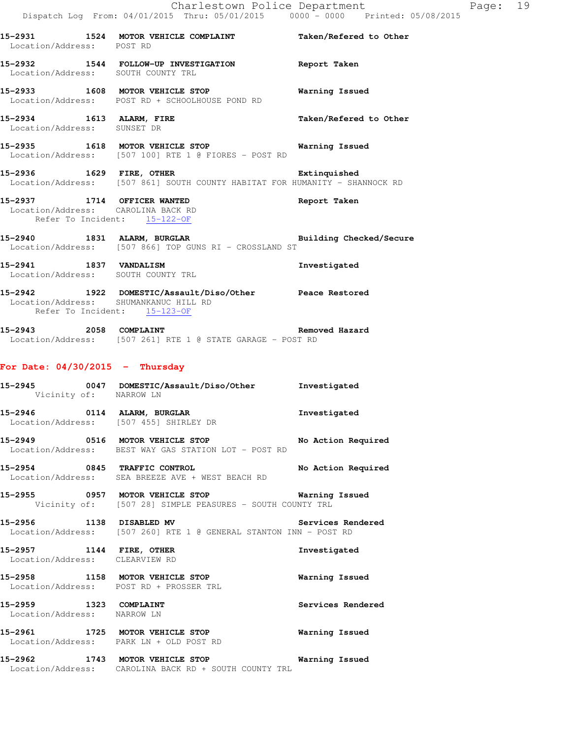15-2931 1524 **MOTOR VEHICLE COMPLAINT** Taken/Refered to Other
Location/Address: POST RD

15-2932 1544 **FOLLOW-UP INVESTIGATION** Report Taken
Location/Address: SOUTH COUNTY TRL

15-2933 1608 **MOTOR VEHICLE STOP** Warning Issued
Location/Address: POST RD + SCHOOLHOUSE POND RD

15-2934 1613 **ALARM, FIRE** Taken/Refered to Other
Location/Address: SUNSET DR

15-2935 1618 **MOTOR VEHICLE STOP** Warning Issued
Location/Address: [507 100] RTE 1 @ FIORES - POST RD

15-2936 1629 **FIRE, OTHER** Extinquished
Location/Address: [507 861] SOUTH COUNTY HABITAT FOR HUMANITY - SHANNOCK RD

15-2937 1714 **OFFICER WANTED** Report Taken
Location/Address: CAROLINA BACK RD
Refer To Incident: 15-122-OF

15-2940 1831 **ALARM, BURGLAR** Building Checked/Secure
Location/Address: [507 866] TOP GUNS RI - CROSSLAND ST

15-2941 1837 **VANDALISM** Investigated
Location/Address: SOUTH COUNTY TRL

15-2942 1922 **DOMESTIC/Assault/Diso/Other** Peace Restored
Location/Address: SHUMANKANUC HILL RD
Refer To Incident: 15-123-OF

15-2943 2058 **COMPLAINT** Removed Hazard
Location/Address: [507 261] RTE 1 @ STATE GARAGE - POST RD

## For Date: 04/30/2015 - Thursday

15-2945 0047 **DOMESTIC/Assault/Diso/Other** Investigated
Vicinity of: NARROW LN

15-2946 0114 **ALARM, BURGLAR** Investigated
Location/Address: [507 455] SHIRLEY DR

15-2949 0516 **MOTOR VEHICLE STOP** No Action Required
Location/Address: BEST WAY GAS STATION LOT - POST RD

15-2954 0845 **TRAFFIC CONTROL** No Action Required
Location/Address: SEA BREEZE AVE + WEST BEACH RD

15-2955 0957 **MOTOR VEHICLE STOP** Warning Issued
Vicinity of: [507 28] SIMPLE PEASURES - SOUTH COUNTY TRL

15-2956 1138 **DISABLED MV** Services Rendered
Location/Address: [507 260] RTE 1 @ GENERAL STANTON INN - POST RD

15-2957 1144 **FIRE, OTHER** Investigated
Location/Address: CLEARVIEW RD

15-2958 1158 **MOTOR VEHICLE STOP** Warning Issued
Location/Address: POST RD + PROSSER TRL

15-2959 1323 **COMPLAINT** Services Rendered
Location/Address: NARROW LN

15-2961 1725 **MOTOR VEHICLE STOP** Warning Issued
Location/Address: PARK LN + OLD POST RD

15-2962 1743 **MOTOR VEHICLE STOP** Warning Issued
Location/Address: CAROLINA BACK RD + SOUTH COUNTY TRL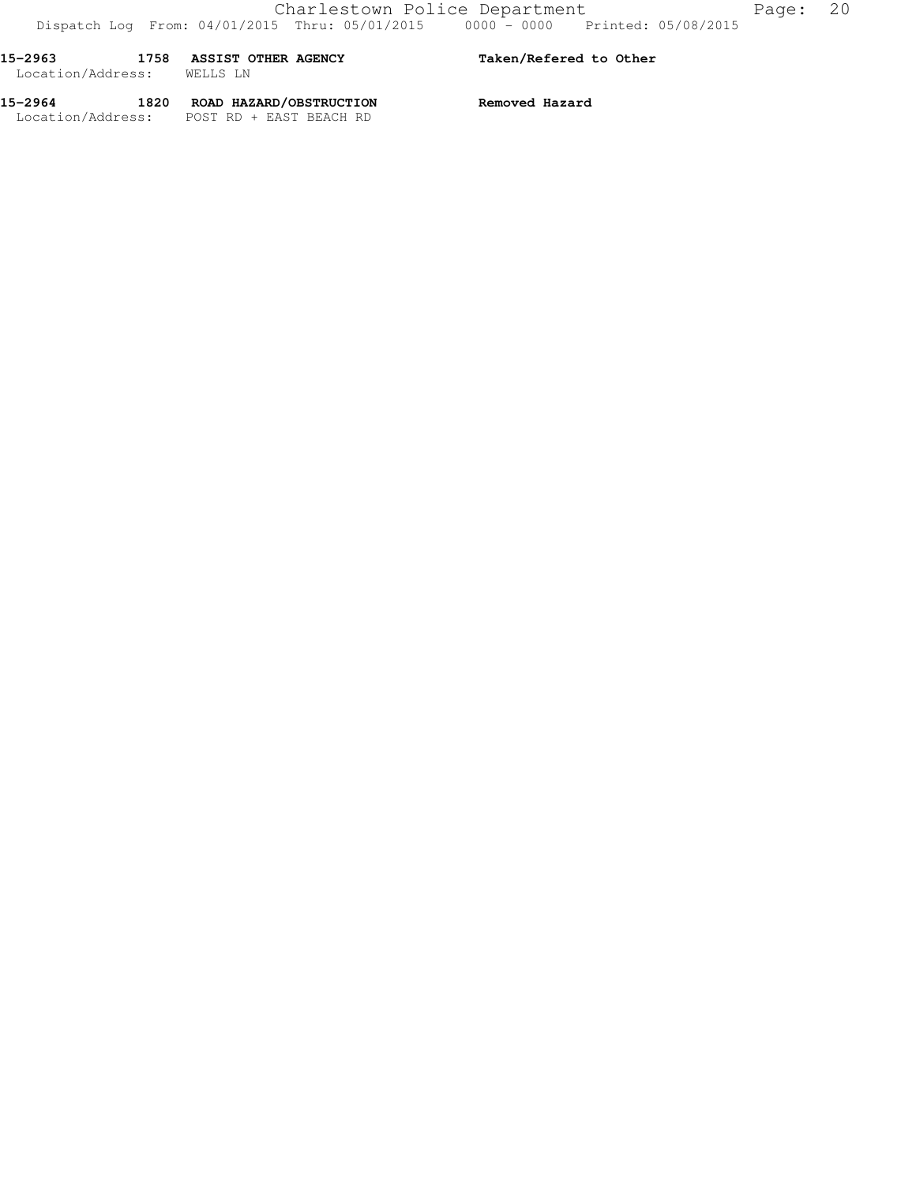**15-2963 1758 ASSIST OTHER AGENCY** **Taken/Refered to Other**
Location/Address: WELLS LN

**15-2964 1820 ROAD HAZARD/OBSTRUCTION** **Removed Hazard**
Location/Address: POST RD + EAST BEACH RD